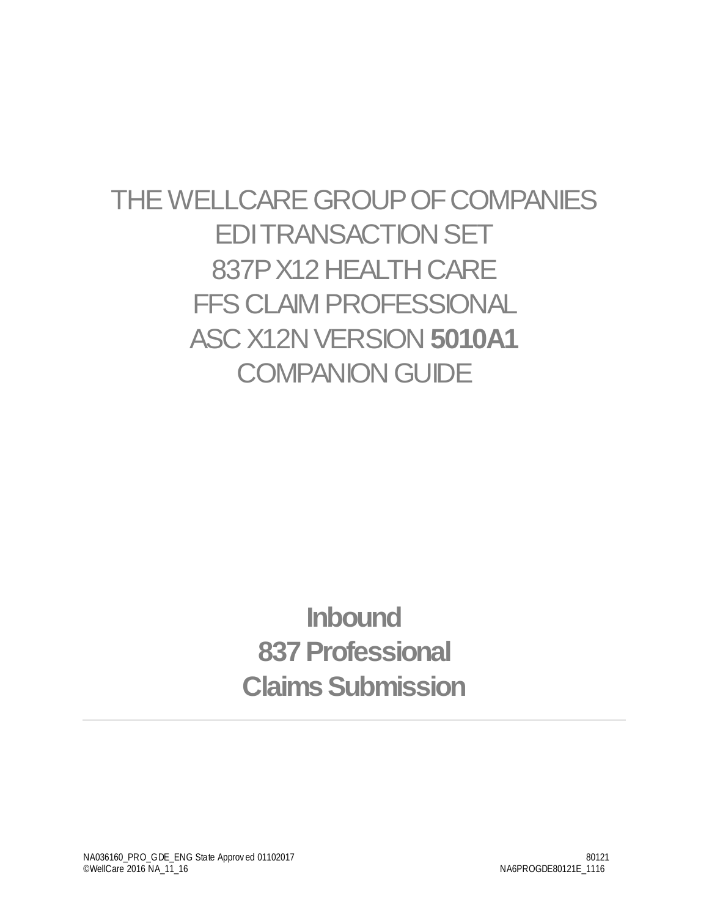# THE WELLCARE GROUP OF COMPANIES
# EDI TRANSACTION SET
# 837P X12 HEALTH CARE
# FFS CLAIM PROFESSIONAL
# ASC X12N VERSION **5010A1**
# COMPANION GUIDE

## Inbound
## 837 Professional
## Claims Submission

---

NA036160_PRO_GDE_ENG State Approved 01102017
©WellCare 2016 NA_11_16

80121
NA6PROGDE80121E_1116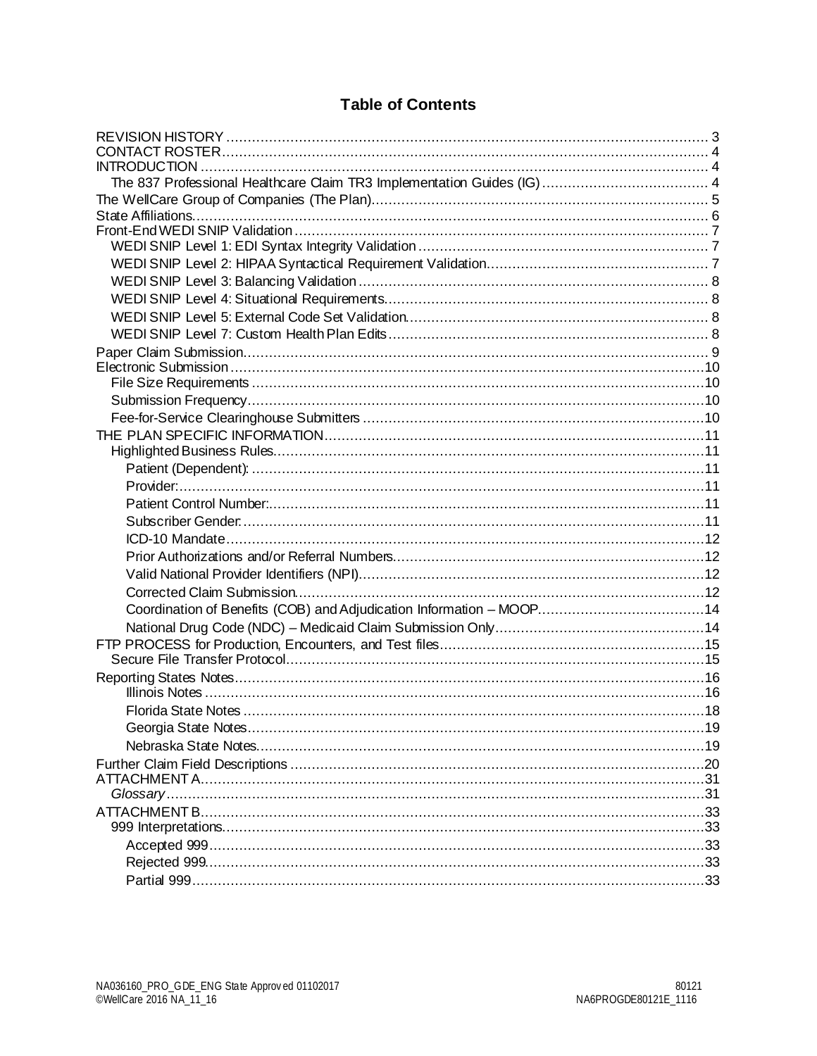# Table of Contents

- REVISION HISTORY ..... 3
- CONTACT ROSTER ..... 4
- INTRODUCTION ..... 4
  - The 837 Professional Healthcare Claim TR3 Implementation Guides (IG) ..... 4
- The WellCare Group of Companies (The Plan) ..... 5
- State Affiliations ..... 6
- Front-End WEDI SNIP Validation ..... 7
  - WEDI SNIP Level 1: EDI Syntax Integrity Validation ..... 7
  - WEDI SNIP Level 2: HIPAA Syntactical Requirement Validation ..... 7
  - WEDI SNIP Level 3: Balancing Validation ..... 8
  - WEDI SNIP Level 4: Situational Requirements ..... 8
  - WEDI SNIP Level 5: External Code Set Validation ..... 8
  - WEDI SNIP Level 7: Custom Health Plan Edits ..... 8
- Paper Claim Submission ..... 9
- Electronic Submission ..... 10
  - File Size Requirements ..... 10
  - Submission Frequency ..... 10
  - Fee-for-Service Clearinghouse Submitters ..... 10
- THE PLAN SPECIFIC INFORMATION ..... 11
  - Highlighted Business Rules ..... 11
    - Patient (Dependent): ..... 11
    - Provider: ..... 11
    - Patient Control Number: ..... 11
    - Subscriber Gender: ..... 11
    - ICD-10 Mandate ..... 12
    - Prior Authorizations and/or Referral Numbers ..... 12
    - Valid National Provider Identifiers (NPI) ..... 12
    - Corrected Claim Submission ..... 12
    - Coordination of Benefits (COB) and Adjudication Information – MOOP ..... 14
    - National Drug Code (NDC) – Medicaid Claim Submission Only ..... 14
- FTP PROCESS for Production, Encounters, and Test files ..... 15
  - Secure File Transfer Protocol ..... 15
- Reporting States Notes ..... 16
    - Illinois Notes ..... 16
    - Florida State Notes ..... 18
    - Georgia State Notes ..... 19
    - Nebraska State Notes ..... 19
- Further Claim Field Descriptions ..... 20
- ATTACHMENT A ..... 31
  - *Glossary* ..... 31
- ATTACHMENT B ..... 33
  - 999 Interpretations ..... 33
    - Accepted 999 ..... 33
    - Rejected 999 ..... 33
    - Partial 999 ..... 33

NA036160_PRO_GDE_ENG State Approved 01102017
©WellCare 2016 NA_11_16

80121
NA6PROGDE80121E_1116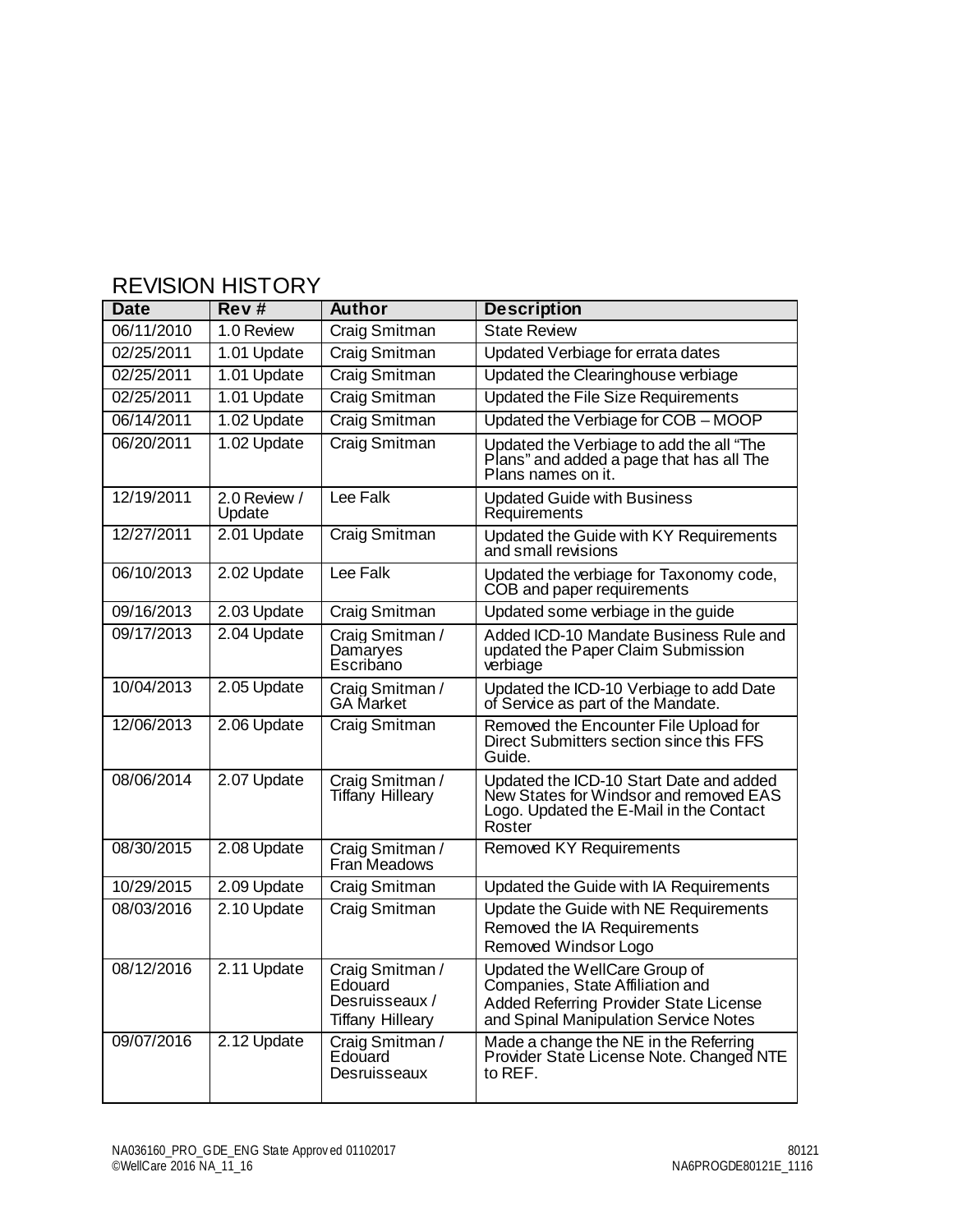## REVISION HISTORY

| Date | Rev # | Author | Description |
|---|---|---|---|
| 06/11/2010 | 1.0 Review | Craig Smitman | State Review |
| 02/25/2011 | 1.01 Update | Craig Smitman | Updated Verbiage for errata dates |
| 02/25/2011 | 1.01 Update | Craig Smitman | Updated the Clearinghouse verbiage |
| 02/25/2011 | 1.01 Update | Craig Smitman | Updated the File Size Requirements |
| 06/14/2011 | 1.02 Update | Craig Smitman | Updated the Verbiage for COB – MOOP |
| 06/20/2011 | 1.02 Update | Craig Smitman | Updated the Verbiage to add the all "The Plans" and added a page that has all The Plans names on it. |
| 12/19/2011 | 2.0 Review / Update | Lee Falk | Updated Guide with Business Requirements |
| 12/27/2011 | 2.01 Update | Craig Smitman | Updated the Guide with KY Requirements and small revisions |
| 06/10/2013 | 2.02 Update | Lee Falk | Updated the verbiage for Taxonomy code, COB and paper requirements |
| 09/16/2013 | 2.03 Update | Craig Smitman | Updated some verbiage in the guide |
| 09/17/2013 | 2.04 Update | Craig Smitman / Damaryes Escribano | Added ICD-10 Mandate Business Rule and updated the Paper Claim Submission verbiage |
| 10/04/2013 | 2.05 Update | Craig Smitman / GA Market | Updated the ICD-10 Verbiage to add Date of Service as part of the Mandate. |
| 12/06/2013 | 2.06 Update | Craig Smitman | Removed the Encounter File Upload for Direct Submitters section since this FFS Guide. |
| 08/06/2014 | 2.07 Update | Craig Smitman / Tiffany Hilleary | Updated the ICD-10 Start Date and added New States for Windsor and removed EAS Logo. Updated the E-Mail in the Contact Roster |
| 08/30/2015 | 2.08 Update | Craig Smitman / Fran Meadows | Removed KY Requirements |
| 10/29/2015 | 2.09 Update | Craig Smitman | Updated the Guide with IA Requirements |
| 08/03/2016 | 2.10 Update | Craig Smitman | Update the Guide with NE Requirements<br>Removed the IA Requirements<br>Removed Windsor Logo |
| 08/12/2016 | 2.11 Update | Craig Smitman / Edouard Desruisseaux / Tiffany Hilleary | Updated the WellCare Group of Companies, State Affiliation and Added Referring Provider State License and Spinal Manipulation Service Notes |
| 09/07/2016 | 2.12 Update | Craig Smitman / Edouard Desruisseaux | Made a change the NE in the Referring Provider State License Note. Changed NTE to REF. |

NA036160_PRO_GDE_ENG State Approved 01102017
©WellCare 2016 NA_11_16

80121
NA6PROGDE80121E_1116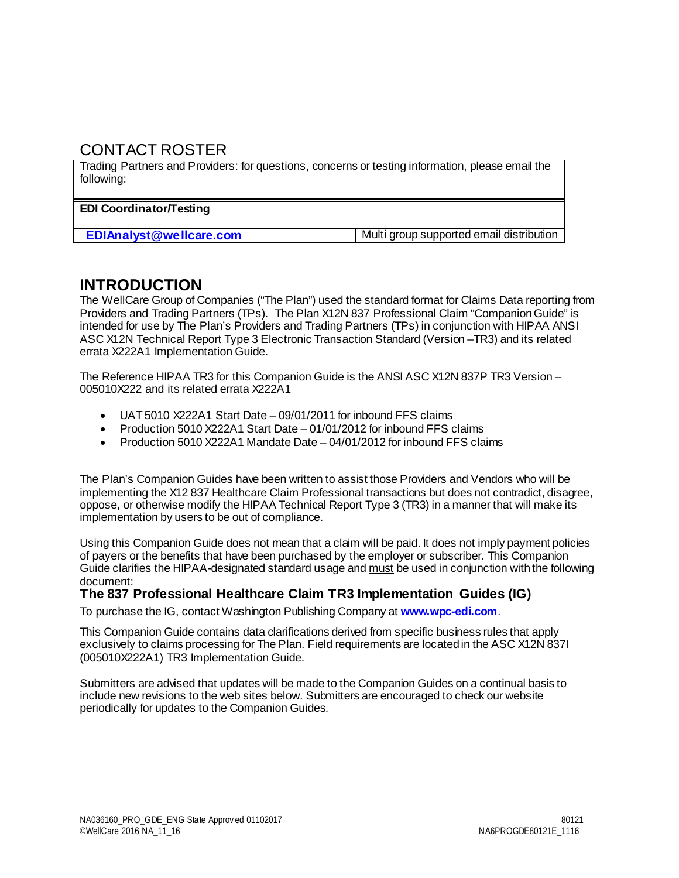## CONTACT ROSTER

| Trading Partners and Providers: for questions, concerns or testing information, please email the following: | |
|---|---|
| **EDI Coordinator/Testing** | |
| **EDIAnalyst@wellcare.com** | Multi group supported email distribution |

# INTRODUCTION

The WellCare Group of Companies ("The Plan") used the standard format for Claims Data reporting from Providers and Trading Partners (TPs). The Plan X12N 837 Professional Claim "Companion Guide" is intended for use by The Plan's Providers and Trading Partners (TPs) in conjunction with HIPAA ANSI ASC X12N Technical Report Type 3 Electronic Transaction Standard (Version –TR3) and its related errata X222A1 Implementation Guide.

The Reference HIPAA TR3 for this Companion Guide is the ANSI ASC X12N 837P TR3 Version – 005010X222 and its related errata X222A1

- UAT 5010 X222A1 Start Date – 09/01/2011 for inbound FFS claims
- Production 5010 X222A1 Start Date – 01/01/2012 for inbound FFS claims
- Production 5010 X222A1 Mandate Date – 04/01/2012 for inbound FFS claims

The Plan's Companion Guides have been written to assist those Providers and Vendors who will be implementing the X12 837 Healthcare Claim Professional transactions but does not contradict, disagree, oppose, or otherwise modify the HIPAA Technical Report Type 3 (TR3) in a manner that will make its implementation by users to be out of compliance.

Using this Companion Guide does not mean that a claim will be paid. It does not imply payment policies of payers or the benefits that have been purchased by the employer or subscriber. This Companion Guide clarifies the HIPAA-designated standard usage and must be used in conjunction with the following document:

**The 837 Professional Healthcare Claim TR3 Implementation Guides (IG)**

To purchase the IG, contact Washington Publishing Company at **www.wpc-edi.com**.

This Companion Guide contains data clarifications derived from specific business rules that apply exclusively to claims processing for The Plan. Field requirements are located in the ASC X12N 837I (005010X222A1) TR3 Implementation Guide.

Submitters are advised that updates will be made to the Companion Guides on a continual basis to include new revisions to the web sites below. Submitters are encouraged to check our website periodically for updates to the Companion Guides.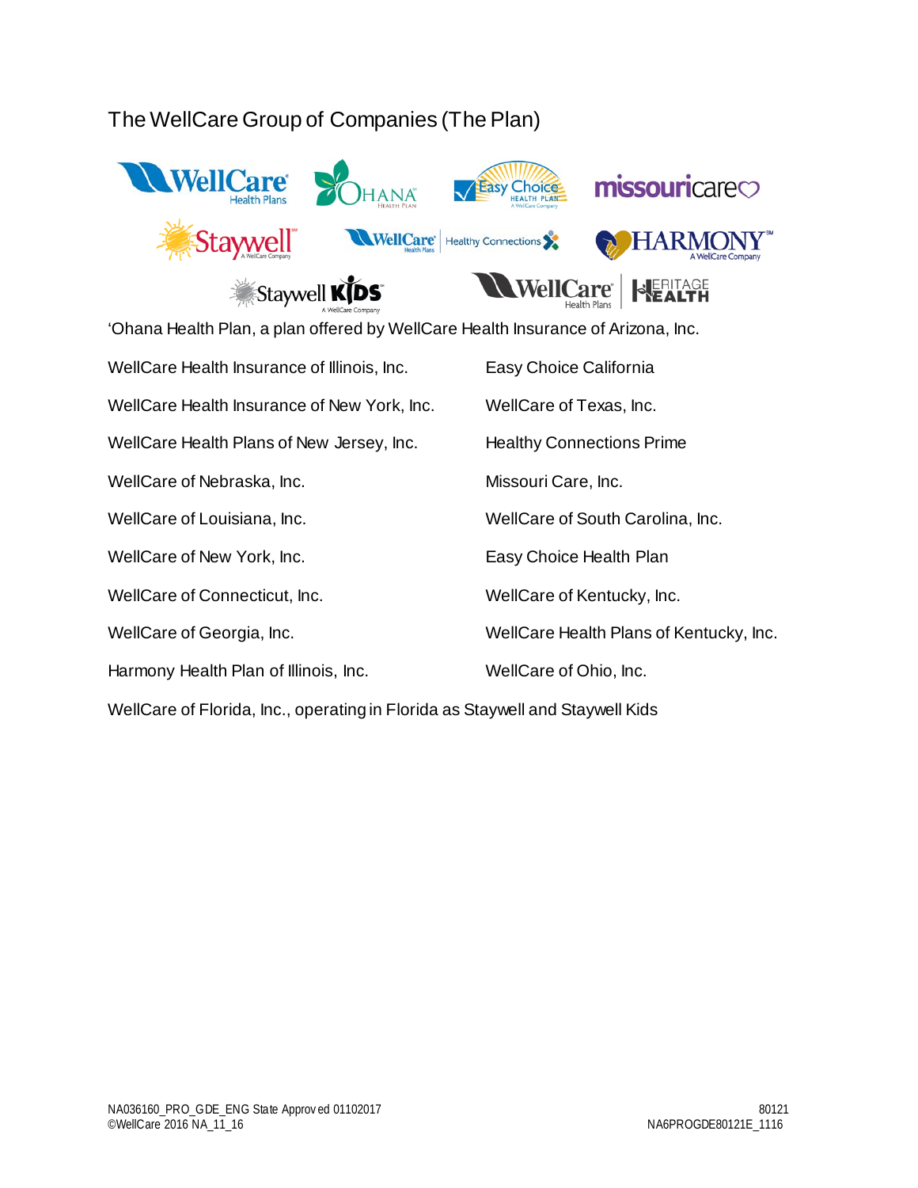## The WellCare Group of Companies (The Plan)

'Ohana Health Plan, a plan offered by WellCare Health Insurance of Arizona, Inc.

WellCare Health Insurance of Illinois, Inc.

WellCare Health Insurance of New York, Inc.

WellCare Health Plans of New Jersey, Inc.

WellCare of Nebraska, Inc.

WellCare of Louisiana, Inc.

WellCare of New York, Inc.

WellCare of Connecticut, Inc.

WellCare of Georgia, Inc.

Harmony Health Plan of Illinois, Inc.

Easy Choice California

WellCare of Texas, Inc.

Healthy Connections Prime

Missouri Care, Inc.

WellCare of South Carolina, Inc.

Easy Choice Health Plan

WellCare of Kentucky, Inc.

WellCare Health Plans of Kentucky, Inc.

WellCare of Ohio, Inc.

WellCare of Florida, Inc., operating in Florida as Staywell and Staywell Kids

NA036160_PRO_GDE_ENG State Approved 01102017
©WellCare 2016 NA_11_16

80121
NA6PROGDE80121E_1116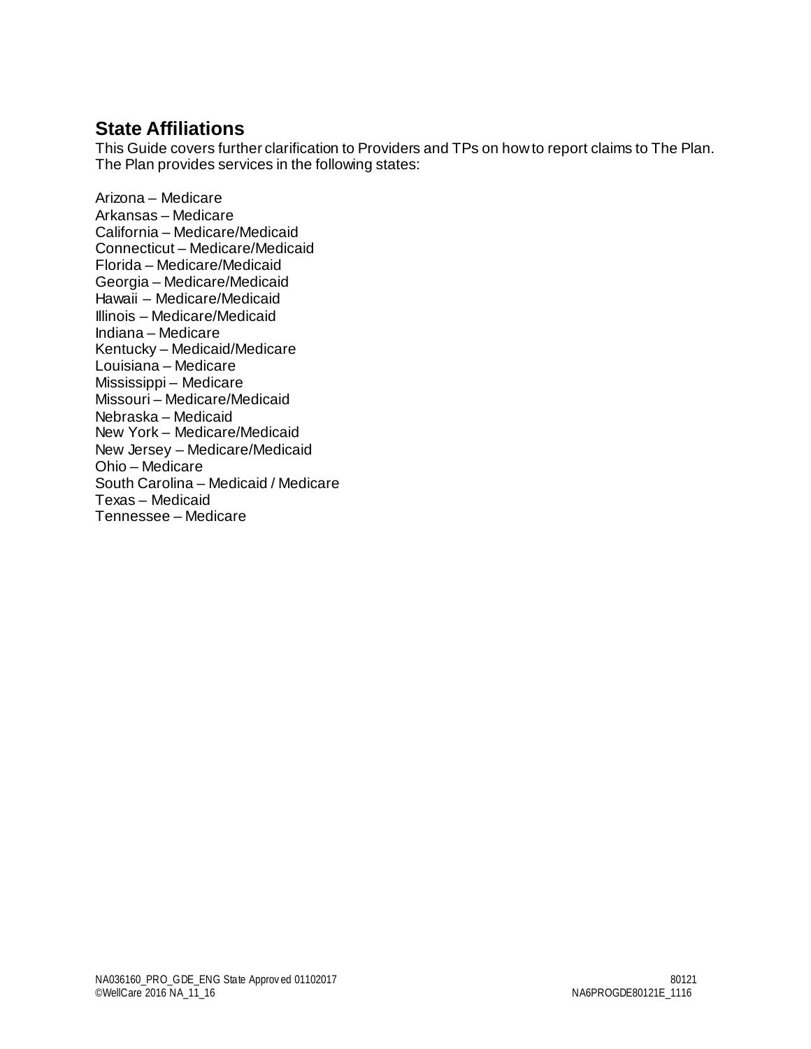## State Affiliations

This Guide covers further clarification to Providers and TPs on how to report claims to The Plan. The Plan provides services in the following states:

Arizona – Medicare
Arkansas – Medicare
California – Medicare/Medicaid
Connecticut – Medicare/Medicaid
Florida – Medicare/Medicaid
Georgia – Medicare/Medicaid
Hawaii – Medicare/Medicaid
Illinois – Medicare/Medicaid
Indiana – Medicare
Kentucky – Medicaid/Medicare
Louisiana – Medicare
Mississippi – Medicare
Missouri – Medicare/Medicaid
Nebraska – Medicaid
New York – Medicare/Medicaid
New Jersey – Medicare/Medicaid
Ohio – Medicare
South Carolina – Medicaid / Medicare
Texas – Medicaid
Tennessee – Medicare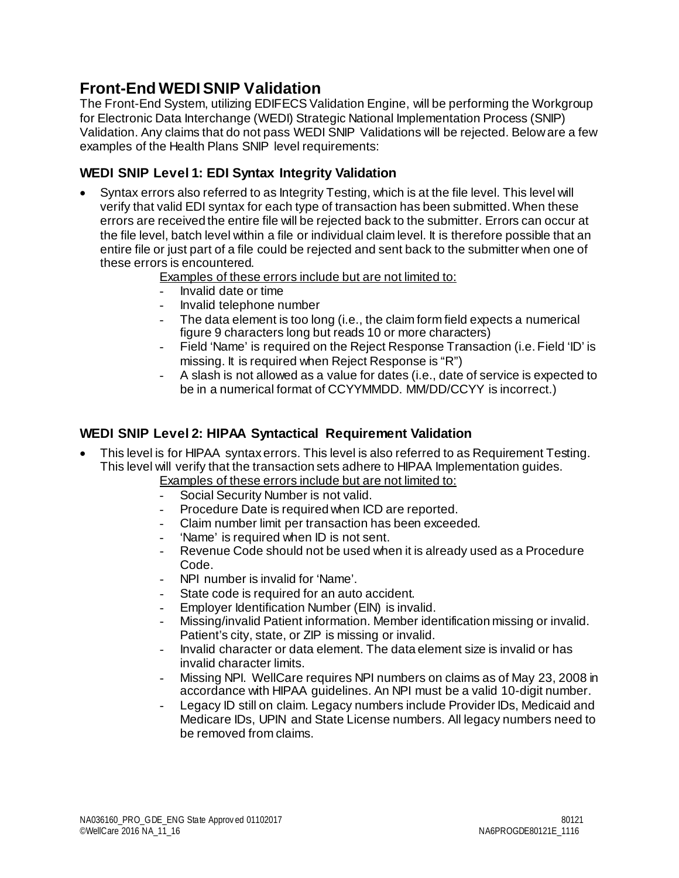## Front-End WEDI SNIP Validation

The Front-End System, utilizing EDIFECS Validation Engine, will be performing the Workgroup for Electronic Data Interchange (WEDI) Strategic National Implementation Process (SNIP) Validation. Any claims that do not pass WEDI SNIP Validations will be rejected. Below are a few examples of the Health Plans SNIP level requirements:

### WEDI SNIP Level 1: EDI Syntax Integrity Validation

- Syntax errors also referred to as Integrity Testing, which is at the file level. This level will verify that valid EDI syntax for each type of transaction has been submitted. When these errors are received the entire file will be rejected back to the submitter. Errors can occur at the file level, batch level within a file or individual claim level. It is therefore possible that an entire file or just part of a file could be rejected and sent back to the submitter when one of these errors is encountered.

  Examples of these errors include but are not limited to:
  - Invalid date or time
  - Invalid telephone number
  - The data element is too long (i.e., the claim form field expects a numerical figure 9 characters long but reads 10 or more characters)
  - Field 'Name' is required on the Reject Response Transaction (i.e. Field 'ID' is missing. It is required when Reject Response is "R")
  - A slash is not allowed as a value for dates (i.e., date of service is expected to be in a numerical format of CCYYMMDD. MM/DD/CCYY is incorrect.)

### WEDI SNIP Level 2: HIPAA Syntactical Requirement Validation

- This level is for HIPAA syntax errors. This level is also referred to as Requirement Testing. This level will verify that the transaction sets adhere to HIPAA Implementation guides.

  Examples of these errors include but are not limited to:
  - Social Security Number is not valid.
  - Procedure Date is required when ICD are reported.
  - Claim number limit per transaction has been exceeded.
  - 'Name' is required when ID is not sent.
  - Revenue Code should not be used when it is already used as a Procedure Code.
  - NPI number is invalid for 'Name'.
  - State code is required for an auto accident.
  - Employer Identification Number (EIN) is invalid.
  - Missing/invalid Patient information. Member identification missing or invalid. Patient's city, state, or ZIP is missing or invalid.
  - Invalid character or data element. The data element size is invalid or has invalid character limits.
  - Missing NPI. WellCare requires NPI numbers on claims as of May 23, 2008 in accordance with HIPAA guidelines. An NPI must be a valid 10-digit number.
  - Legacy ID still on claim. Legacy numbers include Provider IDs, Medicaid and Medicare IDs, UPIN and State License numbers. All legacy numbers need to be removed from claims.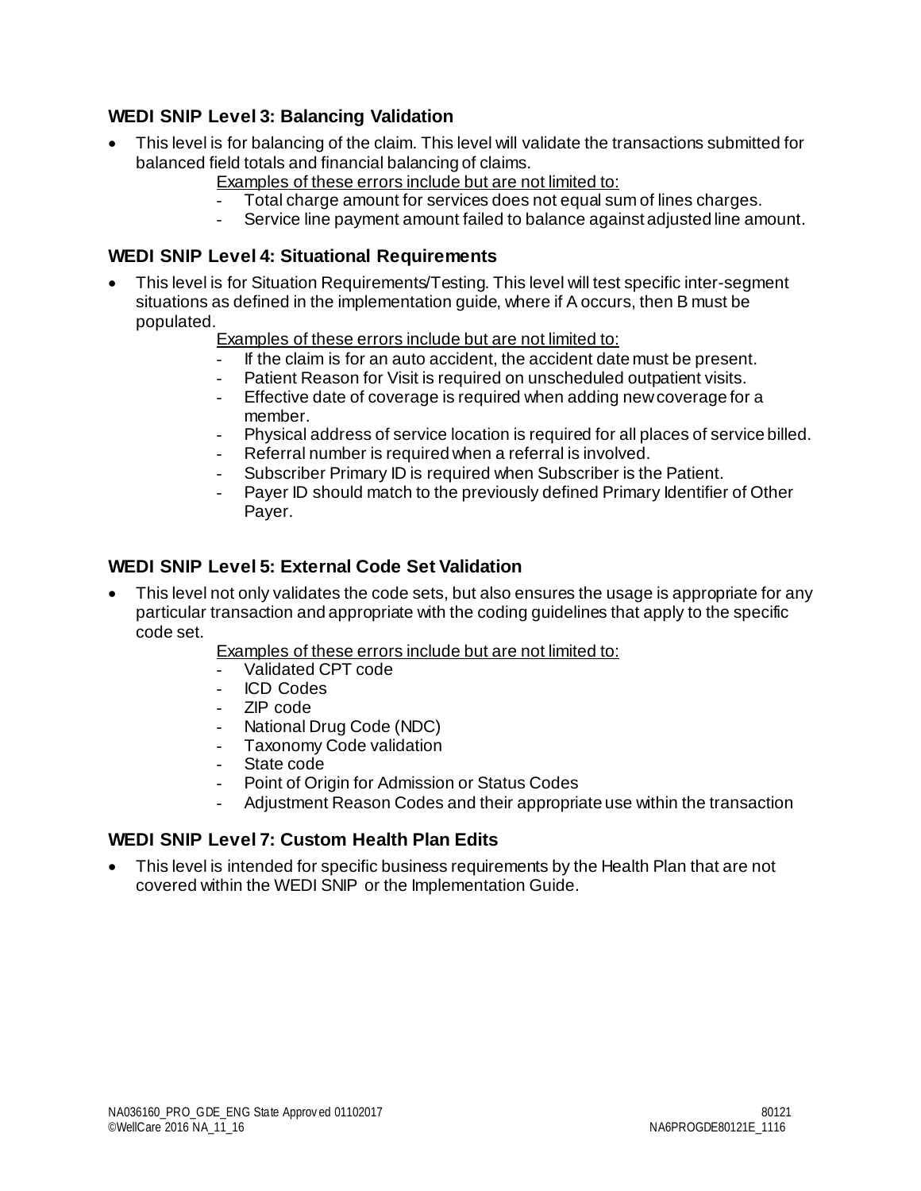### WEDI SNIP Level 3: Balancing Validation

- This level is for balancing of the claim. This level will validate the transactions submitted for balanced field totals and financial balancing of claims.

  Examples of these errors include but are not limited to:
  - Total charge amount for services does not equal sum of lines charges.
  - Service line payment amount failed to balance against adjusted line amount.

### WEDI SNIP Level 4: Situational Requirements

- This level is for Situation Requirements/Testing. This level will test specific inter-segment situations as defined in the implementation guide, where if A occurs, then B must be populated.

  Examples of these errors include but are not limited to:
  - If the claim is for an auto accident, the accident date must be present.
  - Patient Reason for Visit is required on unscheduled outpatient visits.
  - Effective date of coverage is required when adding new coverage for a member.
  - Physical address of service location is required for all places of service billed.
  - Referral number is required when a referral is involved.
  - Subscriber Primary ID is required when Subscriber is the Patient.
  - Payer ID should match to the previously defined Primary Identifier of Other Payer.

### WEDI SNIP Level 5: External Code Set Validation

- This level not only validates the code sets, but also ensures the usage is appropriate for any particular transaction and appropriate with the coding guidelines that apply to the specific code set.

  Examples of these errors include but are not limited to:
  - Validated CPT code
  - ICD Codes
  - ZIP code
  - National Drug Code (NDC)
  - Taxonomy Code validation
  - State code
  - Point of Origin for Admission or Status Codes
  - Adjustment Reason Codes and their appropriate use within the transaction

### WEDI SNIP Level 7: Custom Health Plan Edits

- This level is intended for specific business requirements by the Health Plan that are not covered within the WEDI SNIP or the Implementation Guide.

NA036160_PRO_GDE_ENG State Approved 01102017
©WellCare 2016 NA_11_16

80121
NA6PROGDE80121E_1116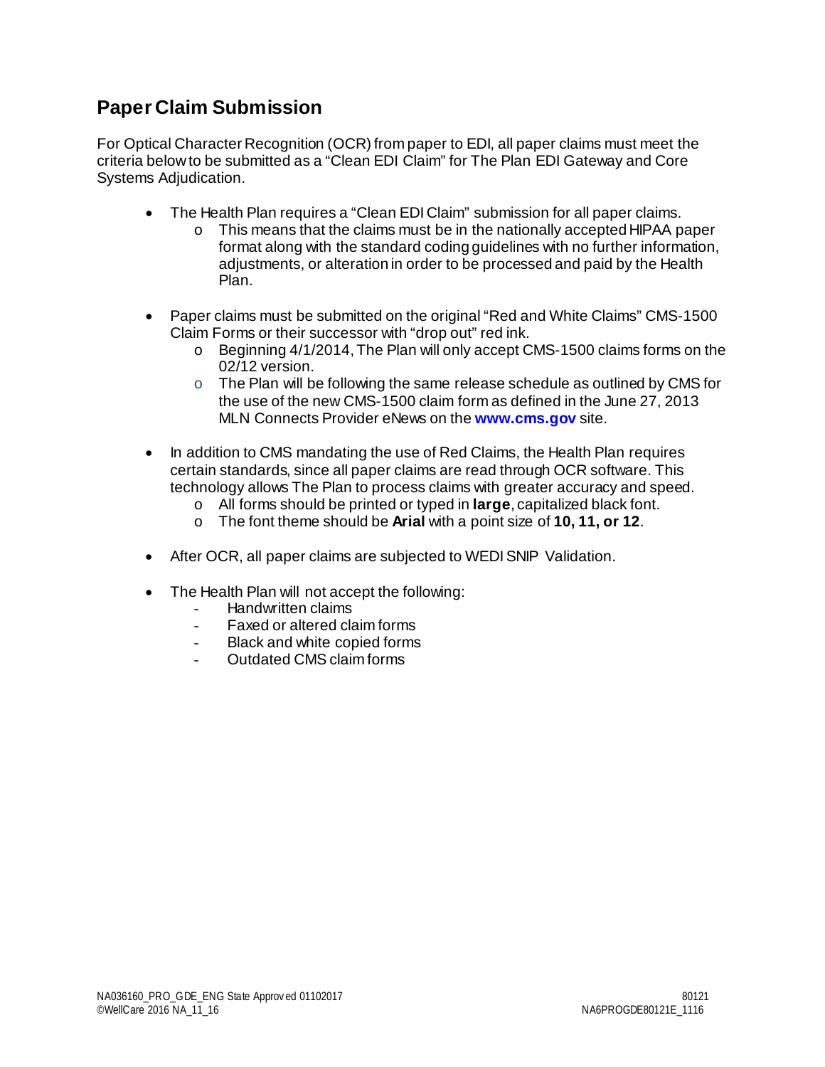## Paper Claim Submission

For Optical Character Recognition (OCR) from paper to EDI, all paper claims must meet the criteria below to be submitted as a "Clean EDI Claim" for The Plan EDI Gateway and Core Systems Adjudication.

- The Health Plan requires a "Clean EDI Claim" submission for all paper claims.
  - This means that the claims must be in the nationally accepted HIPAA paper format along with the standard coding guidelines with no further information, adjustments, or alteration in order to be processed and paid by the Health Plan.

- Paper claims must be submitted on the original "Red and White Claims" CMS-1500 Claim Forms or their successor with "drop out" red ink.
  - Beginning 4/1/2014, The Plan will only accept CMS-1500 claims forms on the 02/12 version.
  - The Plan will be following the same release schedule as outlined by CMS for the use of the new CMS-1500 claim form as defined in the June 27, 2013 MLN Connects Provider eNews on the **www.cms.gov** site.

- In addition to CMS mandating the use of Red Claims, the Health Plan requires certain standards, since all paper claims are read through OCR software. This technology allows The Plan to process claims with greater accuracy and speed.
  - All forms should be printed or typed in **large**, capitalized black font.
  - The font theme should be **Arial** with a point size of **10, 11, or 12**.

- After OCR, all paper claims are subjected to WEDI SNIP Validation.

- The Health Plan will not accept the following:
  - Handwritten claims
  - Faxed or altered claim forms
  - Black and white copied forms
  - Outdated CMS claim forms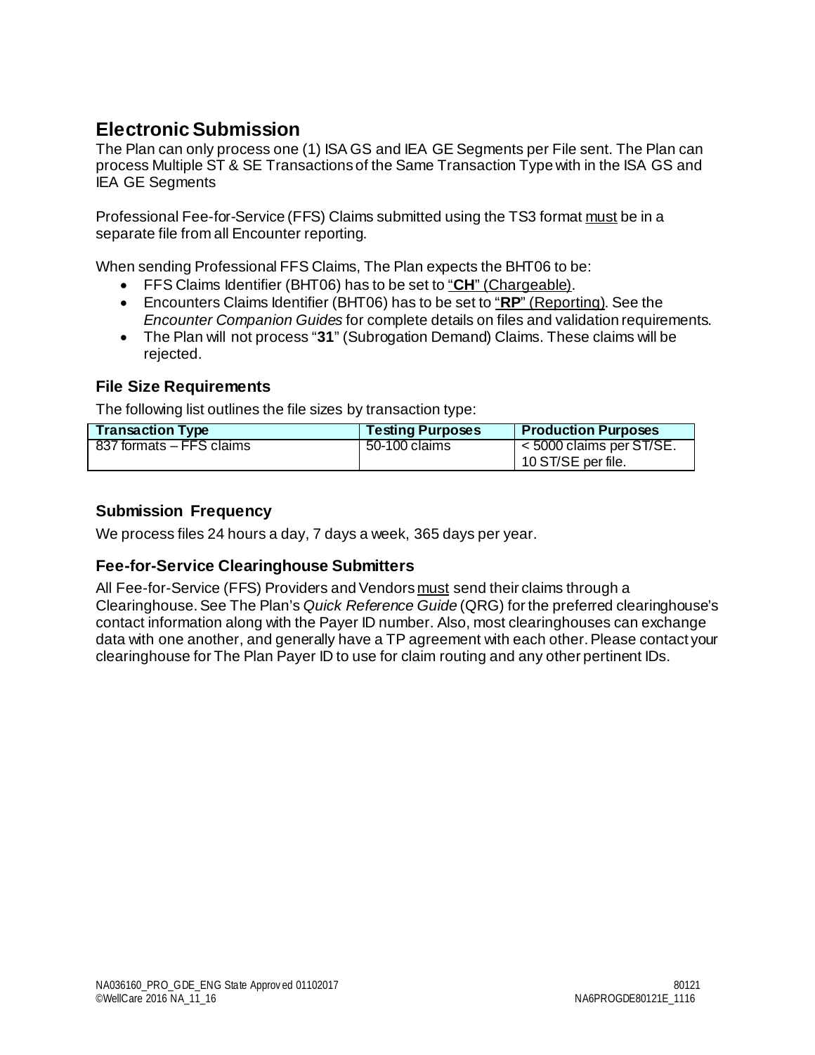## Electronic Submission

The Plan can only process one (1) ISA GS and IEA GE Segments per File sent. The Plan can process Multiple ST & SE Transactions of the Same Transaction Type with in the ISA GS and IEA GE Segments

Professional Fee-for-Service (FFS) Claims submitted using the TS3 format must be in a separate file from all Encounter reporting.

When sending Professional FFS Claims, The Plan expects the BHT06 to be:

- FFS Claims Identifier (BHT06) has to be set to "**CH**" (Chargeable).
- Encounters Claims Identifier (BHT06) has to be set to "**RP**" (Reporting). See the *Encounter Companion Guides* for complete details on files and validation requirements.
- The Plan will not process "**31**" (Subrogation Demand) Claims. These claims will be rejected.

### File Size Requirements

The following list outlines the file sizes by transaction type:

| Transaction Type | Testing Purposes | Production Purposes |
|---|---|---|
| 837 formats – FFS claims | 50-100 claims | < 5000 claims per ST/SE. 10 ST/SE per file. |

### Submission Frequency

We process files 24 hours a day, 7 days a week, 365 days per year.

### Fee-for-Service Clearinghouse Submitters

All Fee-for-Service (FFS) Providers and Vendors must send their claims through a Clearinghouse. See The Plan's *Quick Reference Guide* (QRG) for the preferred clearinghouse's contact information along with the Payer ID number. Also, most clearinghouses can exchange data with one another, and generally have a TP agreement with each other. Please contact your clearinghouse for The Plan Payer ID to use for claim routing and any other pertinent IDs.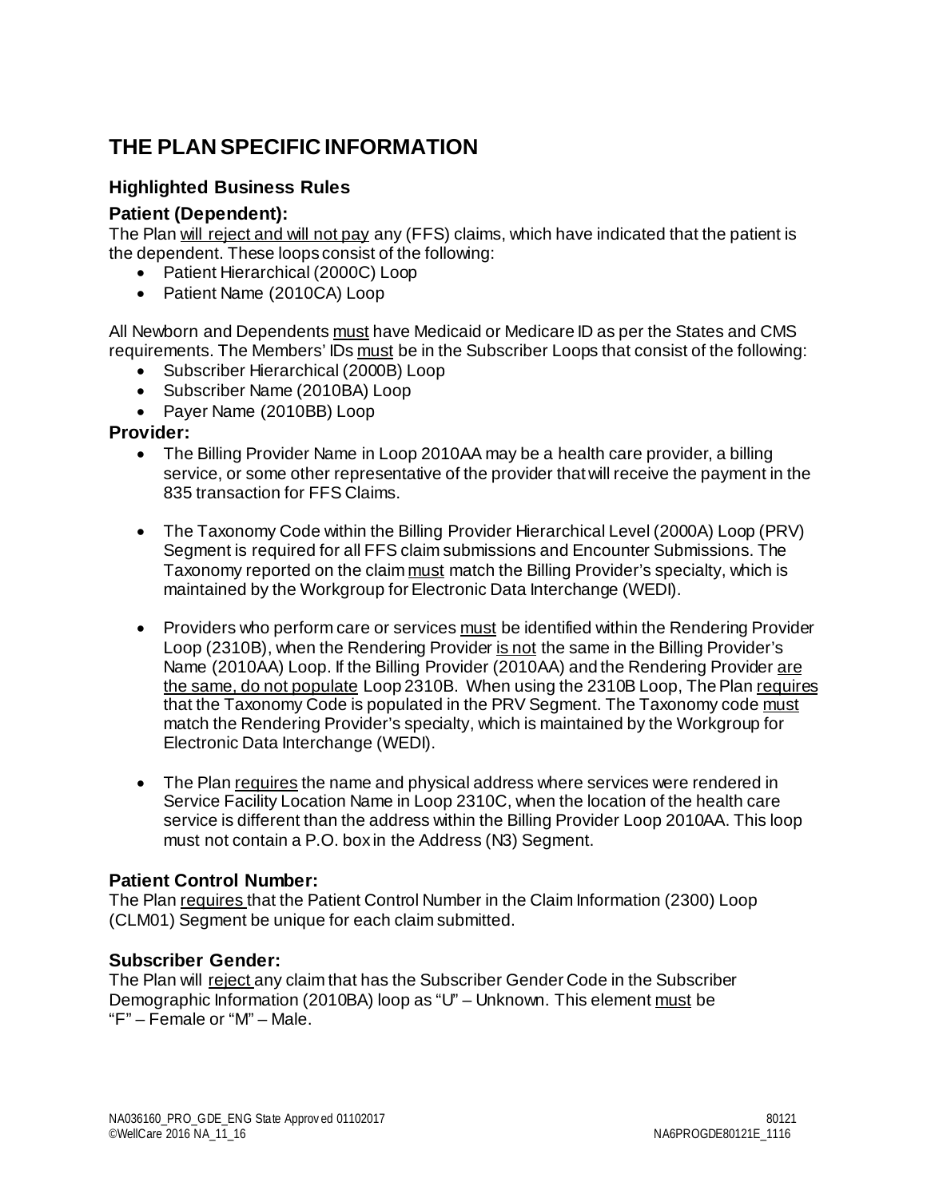# THE PLAN SPECIFIC INFORMATION

## Highlighted Business Rules

### Patient (Dependent):

The Plan will reject and will not pay any (FFS) claims, which have indicated that the patient is the dependent. These loops consist of the following:

- Patient Hierarchical (2000C) Loop
- Patient Name (2010CA) Loop

All Newborn and Dependents must have Medicaid or Medicare ID as per the States and CMS requirements. The Members' IDs must be in the Subscriber Loops that consist of the following:

- Subscriber Hierarchical (2000B) Loop
- Subscriber Name (2010BA) Loop
- Payer Name (2010BB) Loop

### Provider:

- The Billing Provider Name in Loop 2010AA may be a health care provider, a billing service, or some other representative of the provider that will receive the payment in the 835 transaction for FFS Claims.
- The Taxonomy Code within the Billing Provider Hierarchical Level (2000A) Loop (PRV) Segment is required for all FFS claim submissions and Encounter Submissions. The Taxonomy reported on the claim must match the Billing Provider's specialty, which is maintained by the Workgroup for Electronic Data Interchange (WEDI).
- Providers who perform care or services must be identified within the Rendering Provider Loop (2310B), when the Rendering Provider is not the same in the Billing Provider's Name (2010AA) Loop. If the Billing Provider (2010AA) and the Rendering Provider are the same, do not populate Loop 2310B. When using the 2310B Loop, The Plan requires that the Taxonomy Code is populated in the PRV Segment. The Taxonomy code must match the Rendering Provider's specialty, which is maintained by the Workgroup for Electronic Data Interchange (WEDI).
- The Plan requires the name and physical address where services were rendered in Service Facility Location Name in Loop 2310C, when the location of the health care service is different than the address within the Billing Provider Loop 2010AA. This loop must not contain a P.O. box in the Address (N3) Segment.

### Patient Control Number:

The Plan requires that the Patient Control Number in the Claim Information (2300) Loop (CLM01) Segment be unique for each claim submitted.

### Subscriber Gender:

The Plan will reject any claim that has the Subscriber Gender Code in the Subscriber Demographic Information (2010BA) loop as "U" – Unknown. This element must be "F" – Female or "M" – Male.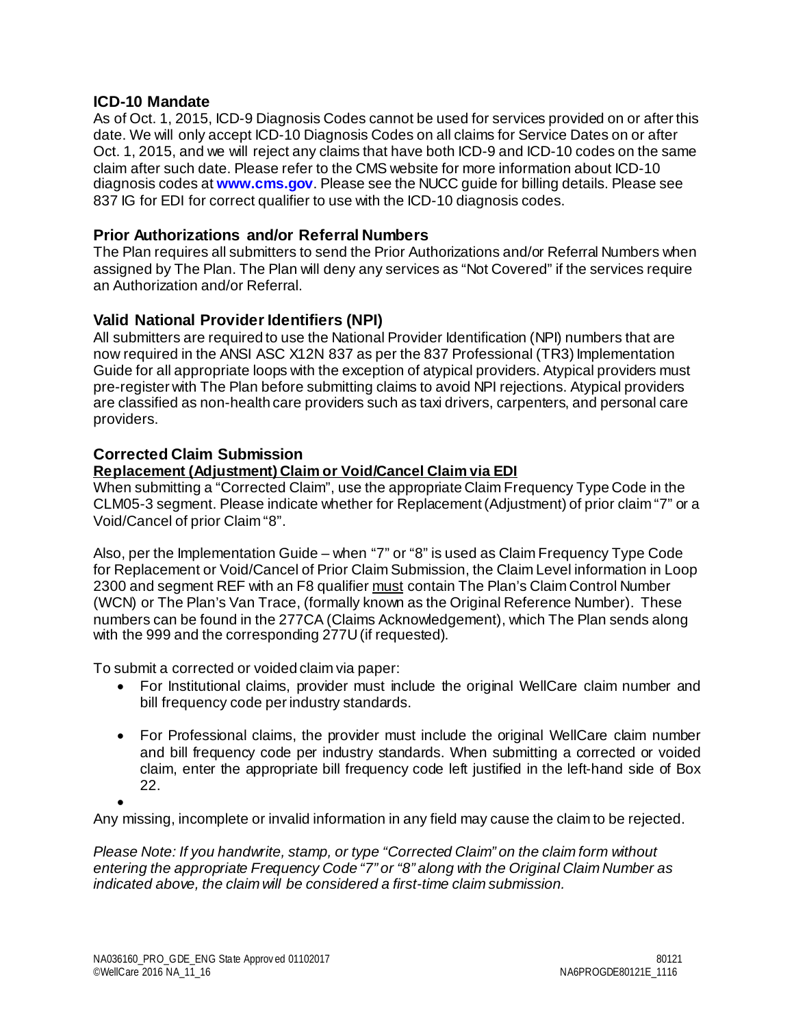## ICD-10 Mandate

As of Oct. 1, 2015, ICD-9 Diagnosis Codes cannot be used for services provided on or after this date. We will only accept ICD-10 Diagnosis Codes on all claims for Service Dates on or after Oct. 1, 2015, and we will reject any claims that have both ICD-9 and ICD-10 codes on the same claim after such date. Please refer to the CMS website for more information about ICD-10 diagnosis codes at **www.cms.gov**. Please see the NUCC guide for billing details. Please see 837 IG for EDI for correct qualifier to use with the ICD-10 diagnosis codes.

## Prior Authorizations and/or Referral Numbers

The Plan requires all submitters to send the Prior Authorizations and/or Referral Numbers when assigned by The Plan. The Plan will deny any services as "Not Covered" if the services require an Authorization and/or Referral.

## Valid National Provider Identifiers (NPI)

All submitters are required to use the National Provider Identification (NPI) numbers that are now required in the ANSI ASC X12N 837 as per the 837 Professional (TR3) Implementation Guide for all appropriate loops with the exception of atypical providers. Atypical providers must pre-register with The Plan before submitting claims to avoid NPI rejections. Atypical providers are classified as non-health care providers such as taxi drivers, carpenters, and personal care providers.

## Corrected Claim Submission

**Replacement (Adjustment) Claim or Void/Cancel Claim via EDI**

When submitting a "Corrected Claim", use the appropriate Claim Frequency Type Code in the CLM05-3 segment. Please indicate whether for Replacement (Adjustment) of prior claim "7" or a Void/Cancel of prior Claim "8".

Also, per the Implementation Guide – when "7" or "8" is used as Claim Frequency Type Code for Replacement or Void/Cancel of Prior Claim Submission, the Claim Level information in Loop 2300 and segment REF with an F8 qualifier must contain The Plan's Claim Control Number (WCN) or The Plan's Van Trace, (formally known as the Original Reference Number). These numbers can be found in the 277CA (Claims Acknowledgement), which The Plan sends along with the 999 and the corresponding 277U (if requested).

To submit a corrected or voided claim via paper:

- For Institutional claims, provider must include the original WellCare claim number and bill frequency code per industry standards.
- For Professional claims, the provider must include the original WellCare claim number and bill frequency code per industry standards. When submitting a corrected or voided claim, enter the appropriate bill frequency code left justified in the left-hand side of Box 22.

Any missing, incomplete or invalid information in any field may cause the claim to be rejected.

*Please Note: If you handwrite, stamp, or type "Corrected Claim" on the claim form without entering the appropriate Frequency Code "7" or "8" along with the Original Claim Number as indicated above, the claim will be considered a first-time claim submission.*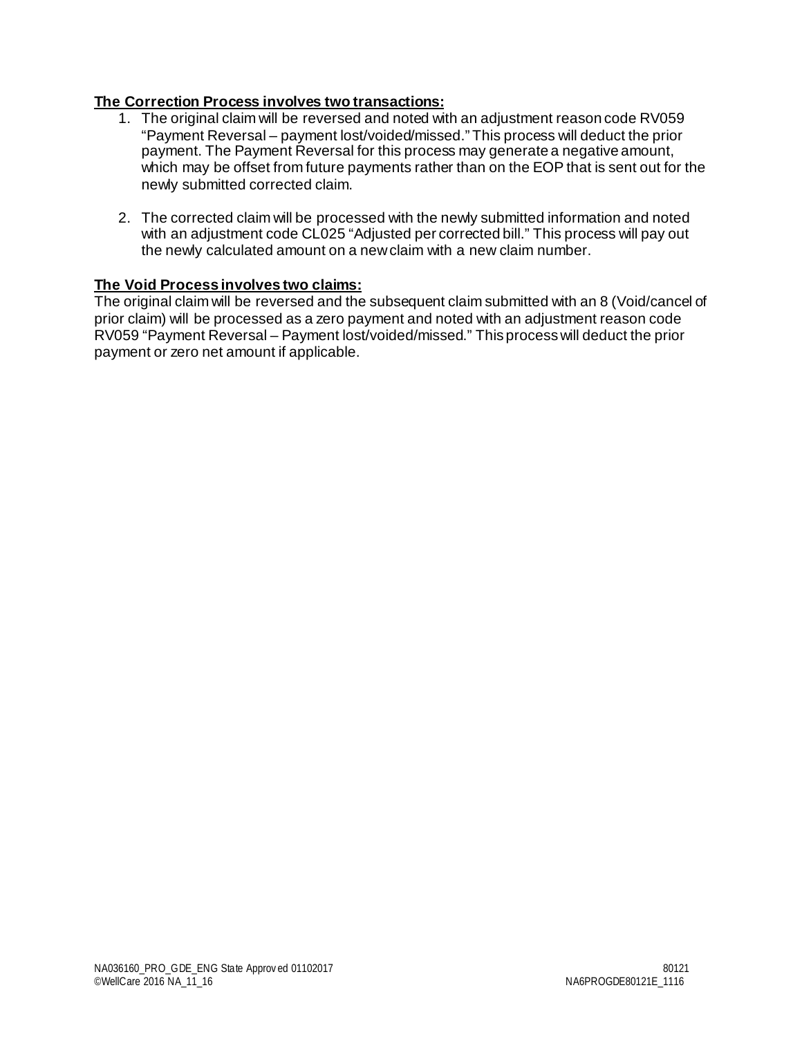**The Correction Process involves two transactions:**

1. The original claim will be reversed and noted with an adjustment reason code RV059 "Payment Reversal – payment lost/voided/missed." This process will deduct the prior payment. The Payment Reversal for this process may generate a negative amount, which may be offset from future payments rather than on the EOP that is sent out for the newly submitted corrected claim.

2. The corrected claim will be processed with the newly submitted information and noted with an adjustment code CL025 "Adjusted per corrected bill." This process will pay out the newly calculated amount on a new claim with a new claim number.

**The Void Process involves two claims:**

The original claim will be reversed and the subsequent claim submitted with an 8 (Void/cancel of prior claim) will be processed as a zero payment and noted with an adjustment reason code RV059 "Payment Reversal – Payment lost/voided/missed." This process will deduct the prior payment or zero net amount if applicable.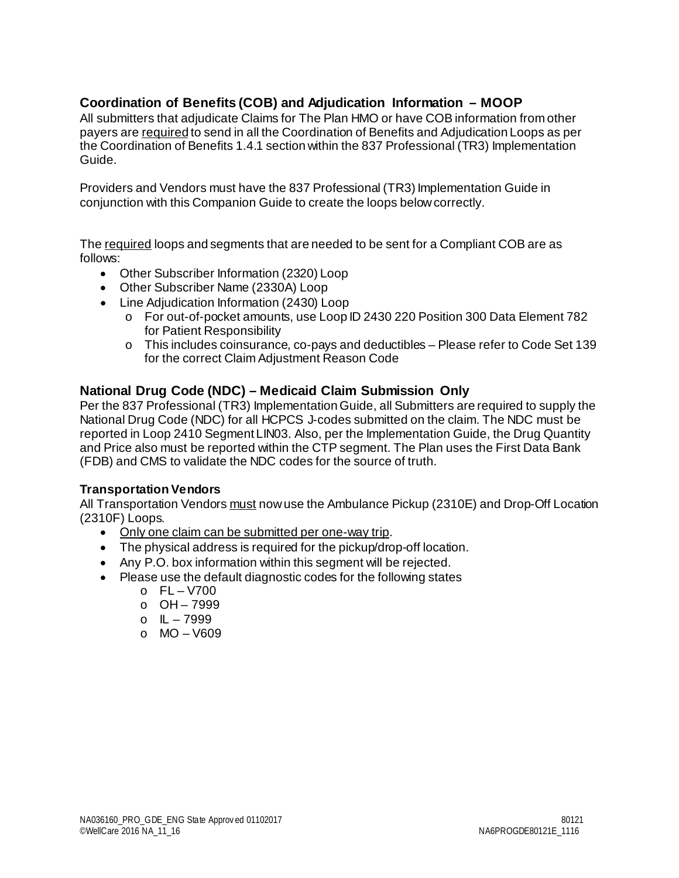## Coordination of Benefits (COB) and Adjudication Information – MOOP

All submitters that adjudicate Claims for The Plan HMO or have COB information from other payers are <u>required</u> to send in all the Coordination of Benefits and Adjudication Loops as per the Coordination of Benefits 1.4.1 section within the 837 Professional (TR3) Implementation Guide.

Providers and Vendors must have the 837 Professional (TR3) Implementation Guide in conjunction with this Companion Guide to create the loops below correctly.

The <u>required</u> loops and segments that are needed to be sent for a Compliant COB are as follows:

- Other Subscriber Information (2320) Loop
- Other Subscriber Name (2330A) Loop
- Line Adjudication Information (2430) Loop
  - For out-of-pocket amounts, use Loop ID 2430 220 Position 300 Data Element 782 for Patient Responsibility
  - This includes coinsurance, co-pays and deductibles – Please refer to Code Set 139 for the correct Claim Adjustment Reason Code

## National Drug Code (NDC) – Medicaid Claim Submission Only

Per the 837 Professional (TR3) Implementation Guide, all Submitters are required to supply the National Drug Code (NDC) for all HCPCS J-codes submitted on the claim. The NDC must be reported in Loop 2410 Segment LIN03. Also, per the Implementation Guide, the Drug Quantity and Price also must be reported within the CTP segment. The Plan uses the First Data Bank (FDB) and CMS to validate the NDC codes for the source of truth.

### Transportation Vendors

All Transportation Vendors <u>must</u> now use the Ambulance Pickup (2310E) and Drop-Off Location (2310F) Loops.

- <u>Only one claim can be submitted per one-way trip</u>.
- The physical address is required for the pickup/drop-off location.
- Any P.O. box information within this segment will be rejected.
- Please use the default diagnostic codes for the following states
  - FL – V700
  - OH – 7999
  - IL – 7999
  - MO – V609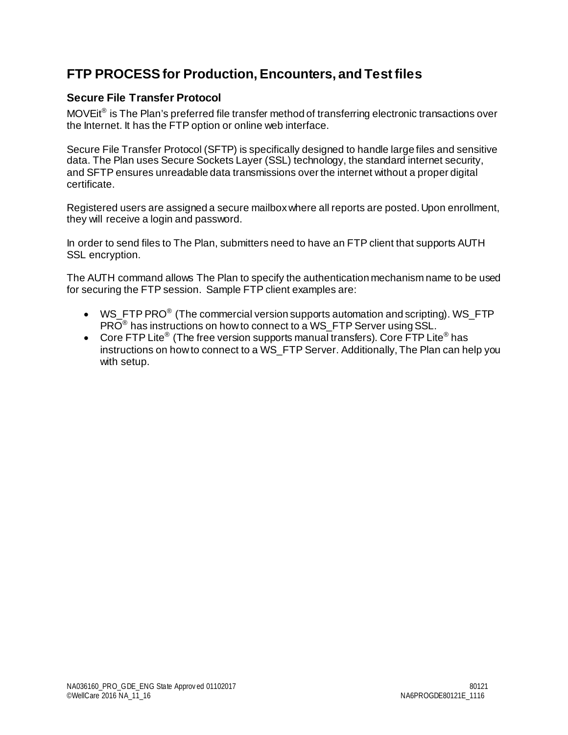## FTP PROCESS for Production, Encounters, and Test files

### Secure File Transfer Protocol

MOVEit® is The Plan's preferred file transfer method of transferring electronic transactions over the Internet. It has the FTP option or online web interface.

Secure File Transfer Protocol (SFTP) is specifically designed to handle large files and sensitive data. The Plan uses Secure Sockets Layer (SSL) technology, the standard internet security, and SFTP ensures unreadable data transmissions over the internet without a proper digital certificate.

Registered users are assigned a secure mailbox where all reports are posted. Upon enrollment, they will receive a login and password.

In order to send files to The Plan, submitters need to have an FTP client that supports AUTH SSL encryption.

The AUTH command allows The Plan to specify the authentication mechanism name to be used for securing the FTP session. Sample FTP client examples are:

- WS_FTP PRO® (The commercial version supports automation and scripting). WS_FTP PRO® has instructions on how to connect to a WS_FTP Server using SSL.
- Core FTP Lite® (The free version supports manual transfers). Core FTP Lite® has instructions on how to connect to a WS_FTP Server. Additionally, The Plan can help you with setup.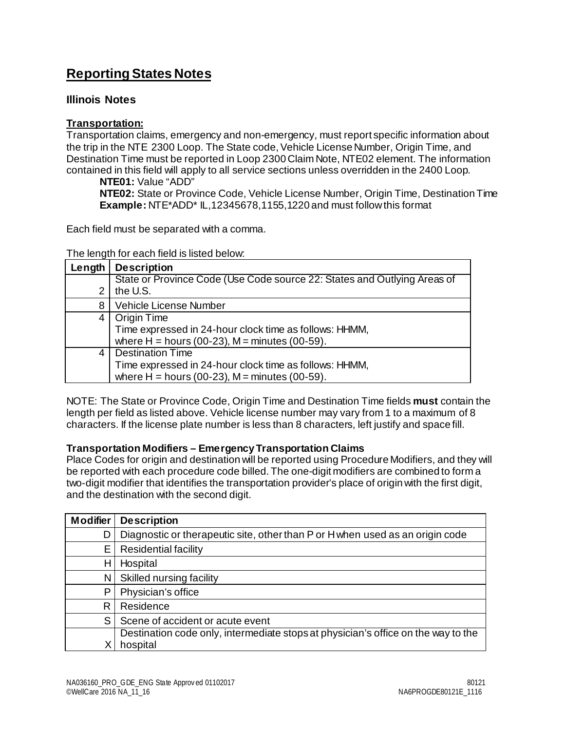# Reporting States Notes

## Illinois Notes

**Transportation:**

Transportation claims, emergency and non-emergency, must report specific information about the trip in the NTE 2300 Loop. The State code, Vehicle License Number, Origin Time, and Destination Time must be reported in Loop 2300 Claim Note, NTE02 element. The information contained in this field will apply to all service sections unless overridden in the 2400 Loop.

> **NTE01:** Value "ADD"
>
> **NTE02:** State or Province Code, Vehicle License Number, Origin Time, Destination Time
>
> **Example:** NTE*ADD* IL,12345678,1155,1220 and must follow this format

Each field must be separated with a comma.

The length for each field is listed below:

| Length | Description |
|---|---|
| 2 | State or Province Code (Use Code source 22: States and Outlying Areas of the U.S. |
| 8 | Vehicle License Number |
| 4 | Origin Time<br>Time expressed in 24-hour clock time as follows: HHMM,<br>where H = hours (00-23), M = minutes (00-59). |
| 4 | Destination Time<br>Time expressed in 24-hour clock time as follows: HHMM,<br>where H = hours (00-23), M = minutes (00-59). |

NOTE: The State or Province Code, Origin Time and Destination Time fields **must** contain the length per field as listed above. Vehicle license number may vary from 1 to a maximum of 8 characters. If the license plate number is less than 8 characters, left justify and space fill.

**Transportation Modifiers – Emergency Transportation Claims**

Place Codes for origin and destination will be reported using Procedure Modifiers, and they will be reported with each procedure code billed. The one-digit modifiers are combined to form a two-digit modifier that identifies the transportation provider's place of origin with the first digit, and the destination with the second digit.

| Modifier | Description |
|---|---|
| D | Diagnostic or therapeutic site, other than P or H when used as an origin code |
| E | Residential facility |
| H | Hospital |
| N | Skilled nursing facility |
| P | Physician's office |
| R | Residence |
| S | Scene of accident or acute event |
| X | Destination code only, intermediate stops at physician's office on the way to the hospital |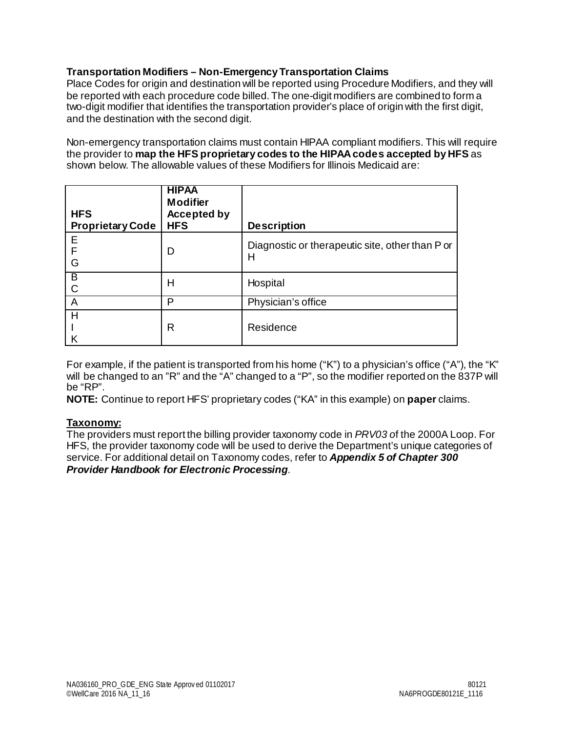**Transportation Modifiers – Non-Emergency Transportation Claims**

Place Codes for origin and destination will be reported using Procedure Modifiers, and they will be reported with each procedure code billed. The one-digit modifiers are combined to form a two-digit modifier that identifies the transportation provider's place of origin with the first digit, and the destination with the second digit.

Non-emergency transportation claims must contain HIPAA compliant modifiers. This will require the provider to **map the HFS proprietary codes to the HIPAA codes accepted by HFS** as shown below. The allowable values of these Modifiers for Illinois Medicaid are:

| HFS Proprietary Code | HIPAA Modifier Accepted by HFS | Description |
|---|---|---|
| E<br>F<br>G | D | Diagnostic or therapeutic site, other than P or H |
| B<br>C | H | Hospital |
| A | P | Physician's office |
| H<br>I<br>K | R | Residence |

For example, if the patient is transported from his home ("K") to a physician's office ("A"), the "K" will be changed to an "R" and the "A" changed to a "P", so the modifier reported on the 837P will be "RP".

**NOTE:** Continue to report HFS' proprietary codes ("KA" in this example) on **paper** claims.

**Taxonomy:**

The providers must report the billing provider taxonomy code in *PRV03 o*f the 2000A Loop. For HFS, the provider taxonomy code will be used to derive the Department's unique categories of service. For additional detail on Taxonomy codes, refer to ***Appendix 5 of Chapter 300 Provider Handbook for Electronic Processing***.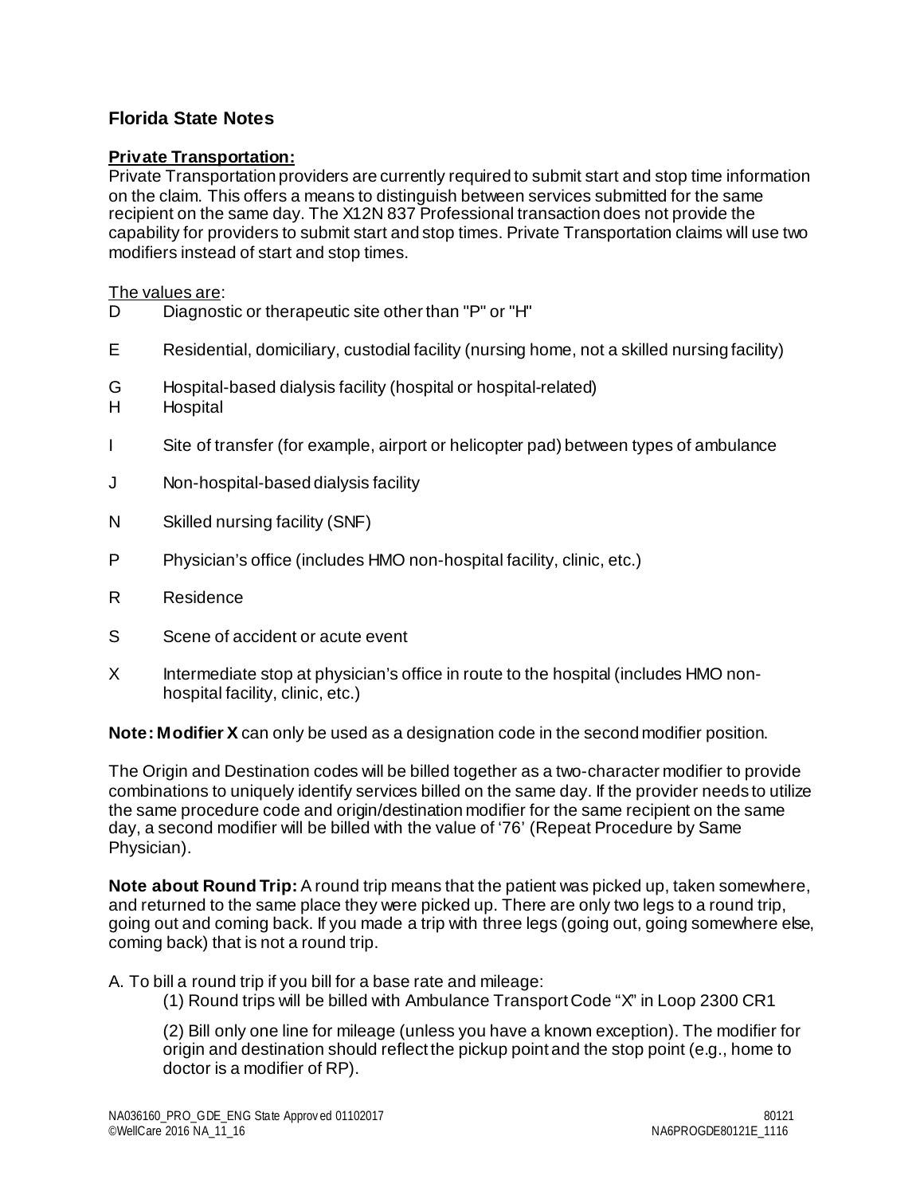## Florida State Notes

**Private Transportation:**

Private Transportation providers are currently required to submit start and stop time information on the claim. This offers a means to distinguish between services submitted for the same recipient on the same day. The X12N 837 Professional transaction does not provide the capability for providers to submit start and stop times. Private Transportation claims will use two modifiers instead of start and stop times.

The values are:

- D Diagnostic or therapeutic site other than "P" or "H"
- E Residential, domiciliary, custodial facility (nursing home, not a skilled nursing facility)
- G Hospital-based dialysis facility (hospital or hospital-related)
- H Hospital
- I Site of transfer (for example, airport or helicopter pad) between types of ambulance
- J Non-hospital-based dialysis facility
- N Skilled nursing facility (SNF)
- P Physician's office (includes HMO non-hospital facility, clinic, etc.)
- R Residence
- S Scene of accident or acute event
- X Intermediate stop at physician's office in route to the hospital (includes HMO non-hospital facility, clinic, etc.)

**Note: Modifier X** can only be used as a designation code in the second modifier position.

The Origin and Destination codes will be billed together as a two-character modifier to provide combinations to uniquely identify services billed on the same day. If the provider needs to utilize the same procedure code and origin/destination modifier for the same recipient on the same day, a second modifier will be billed with the value of '76' (Repeat Procedure by Same Physician).

**Note about Round Trip:** A round trip means that the patient was picked up, taken somewhere, and returned to the same place they were picked up. There are only two legs to a round trip, going out and coming back. If you made a trip with three legs (going out, going somewhere else, coming back) that is not a round trip.

A. To bill a round trip if you bill for a base rate and mileage:

(1) Round trips will be billed with Ambulance Transport Code "X" in Loop 2300 CR1

(2) Bill only one line for mileage (unless you have a known exception). The modifier for origin and destination should reflect the pickup point and the stop point (e.g., home to doctor is a modifier of RP).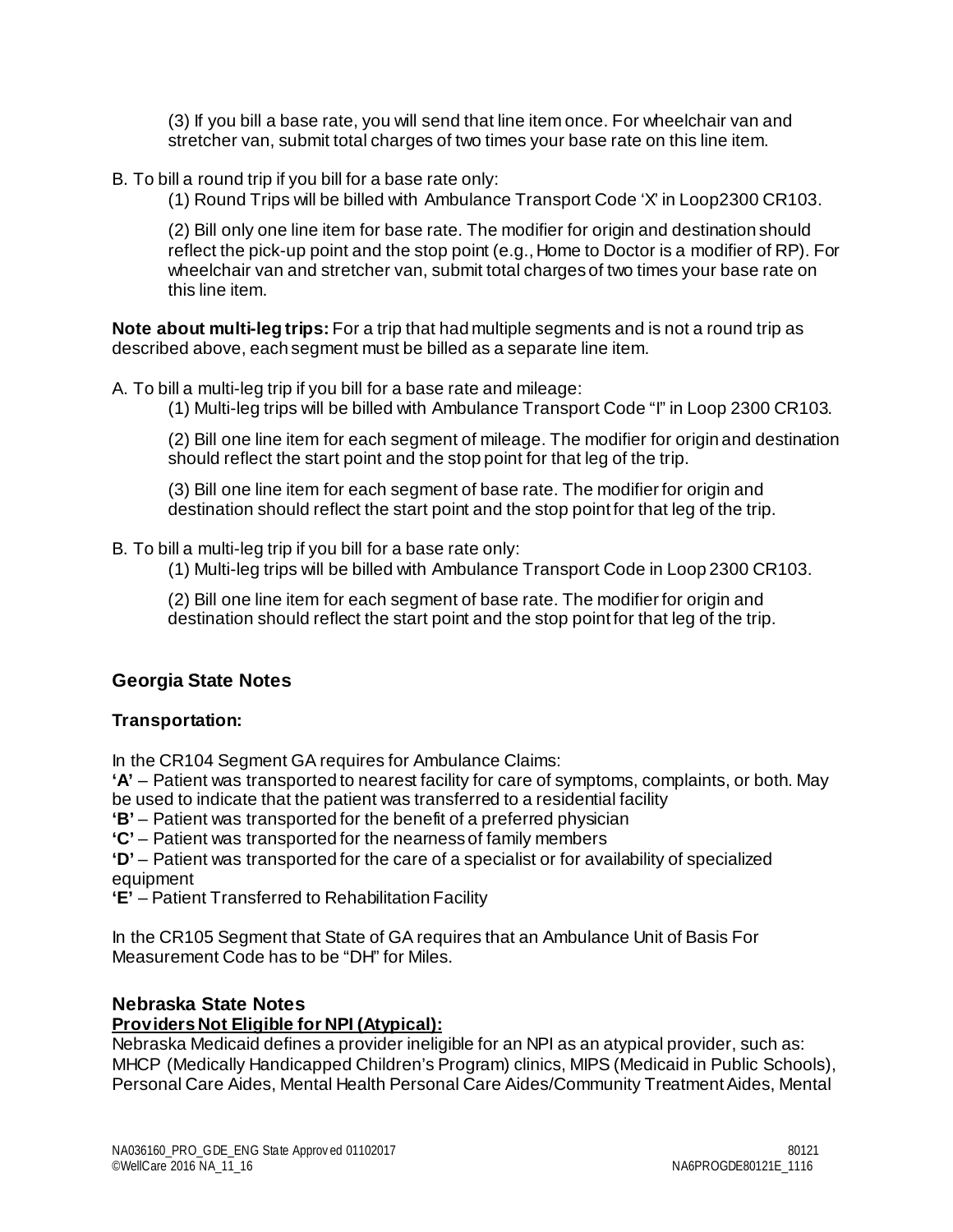(3) If you bill a base rate, you will send that line item once. For wheelchair van and stretcher van, submit total charges of two times your base rate on this line item.

B. To bill a round trip if you bill for a base rate only:

(1) Round Trips will be billed with Ambulance Transport Code 'X' in Loop2300 CR103.

(2) Bill only one line item for base rate. The modifier for origin and destination should reflect the pick-up point and the stop point (e.g., Home to Doctor is a modifier of RP). For wheelchair van and stretcher van, submit total charges of two times your base rate on this line item.

**Note about multi-leg trips:** For a trip that had multiple segments and is not a round trip as described above, each segment must be billed as a separate line item.

A. To bill a multi-leg trip if you bill for a base rate and mileage:

(1) Multi-leg trips will be billed with Ambulance Transport Code "I" in Loop 2300 CR103.

(2) Bill one line item for each segment of mileage. The modifier for origin and destination should reflect the start point and the stop point for that leg of the trip.

(3) Bill one line item for each segment of base rate. The modifier for origin and destination should reflect the start point and the stop point for that leg of the trip.

B. To bill a multi-leg trip if you bill for a base rate only:

(1) Multi-leg trips will be billed with Ambulance Transport Code in Loop 2300 CR103.

(2) Bill one line item for each segment of base rate. The modifier for origin and destination should reflect the start point and the stop point for that leg of the trip.

## Georgia State Notes

### Transportation:

In the CR104 Segment GA requires for Ambulance Claims:

**'A'** – Patient was transported to nearest facility for care of symptoms, complaints, or both. May be used to indicate that the patient was transferred to a residential facility

**'B'** – Patient was transported for the benefit of a preferred physician

**'C'** – Patient was transported for the nearness of family members

**'D'** – Patient was transported for the care of a specialist or for availability of specialized equipment

**'E'** – Patient Transferred to Rehabilitation Facility

In the CR105 Segment that State of GA requires that an Ambulance Unit of Basis For Measurement Code has to be "DH" for Miles.

## Nebraska State Notes

### Providers Not Eligible for NPI (Atypical):

Nebraska Medicaid defines a provider ineligible for an NPI as an atypical provider, such as: MHCP (Medically Handicapped Children's Program) clinics, MIPS (Medicaid in Public Schools), Personal Care Aides, Mental Health Personal Care Aides/Community Treatment Aides, Mental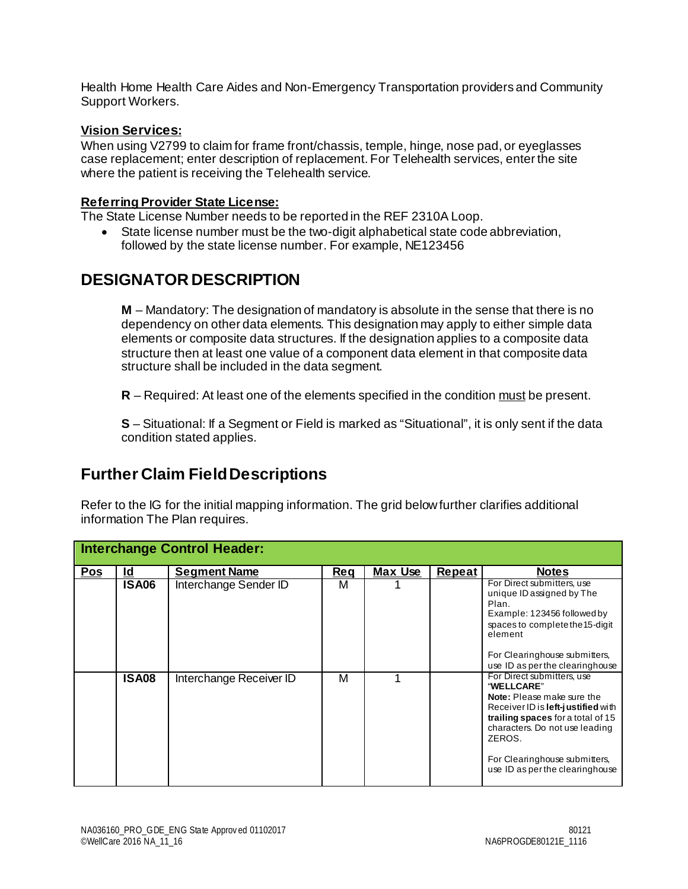Health Home Health Care Aides and Non-Emergency Transportation providers and Community Support Workers.

**Vision Services:**
When using V2799 to claim for frame front/chassis, temple, hinge, nose pad, or eyeglasses case replacement; enter description of replacement. For Telehealth services, enter the site where the patient is receiving the Telehealth service.

**Referring Provider State License:**
The State License Number needs to be reported in the REF 2310A Loop.

- State license number must be the two-digit alphabetical state code abbreviation, followed by the state license number. For example, NE123456

# DESIGNATOR DESCRIPTION

**M** – Mandatory: The designation of mandatory is absolute in the sense that there is no dependency on other data elements. This designation may apply to either simple data elements or composite data structures. If the designation applies to a composite data structure then at least one value of a component data element in that composite data structure shall be included in the data segment.

**R** – Required: At least one of the elements specified in the condition must be present.

**S** – Situational: If a Segment or Field is marked as "Situational", it is only sent if the data condition stated applies.

## Further Claim Field Descriptions

Refer to the IG for the initial mapping information. The grid below further clarifies additional information The Plan requires.

| **Interchange Control Header:** | | | | | | |
|---|---|---|---|---|---|---|
| **Pos** | **Id** | **Segment Name** | **Req** | **Max Use** | **Repeat** | **Notes** |
| | **ISA06** | Interchange Sender ID | M | 1 | | For Direct submitters, use unique ID assigned by The Plan.<br>Example: 123456 followed by spaces to complete the15-digit element<br><br>For Clearinghouse submitters, use ID as per the clearinghouse |
| | **ISA08** | Interchange Receiver ID | M | 1 | | For Direct submitters, use "**WELLCARE**"<br>**Note:** Please make sure the Receiver ID is **left-justified** with **trailing spaces** for a total of 15 characters. Do not use leading ZEROS.<br><br>For Clearinghouse submitters, use ID as per the clearinghouse |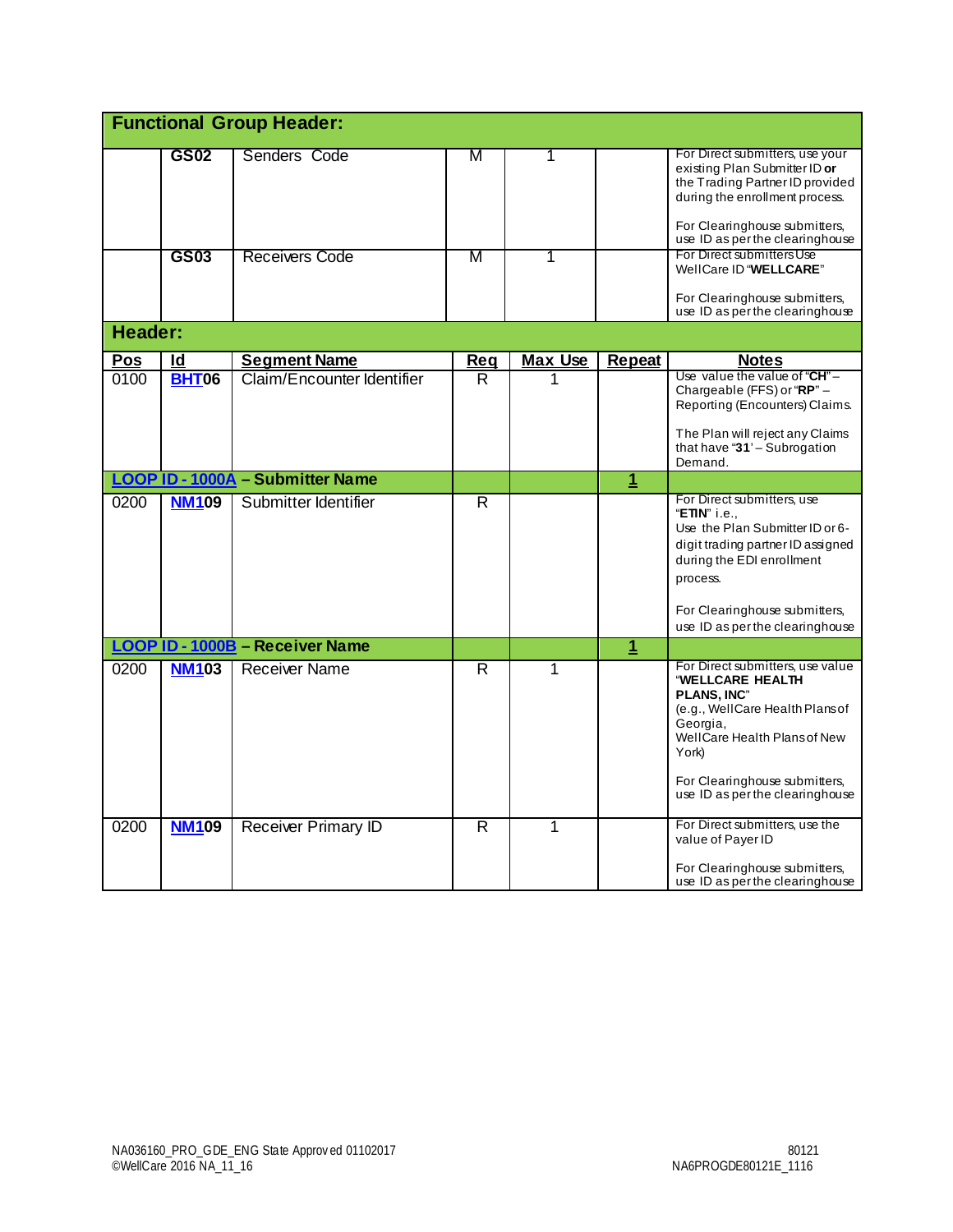| Pos | Id | Segment Name | Req | Max Use | Repeat | Notes |
|---|---|---|---|---|---|---|
| **Functional Group Header:** | | | | | | |
| | **GS02** | Senders Code | M | 1 | | For Direct submitters, use your existing Plan Submitter ID **or** the Trading Partner ID provided during the enrollment process.<br><br>For Clearinghouse submitters, use ID as per the clearinghouse |
| | **GS03** | Receivers Code | M | 1 | | For Direct submitters Use WellCare ID "**WELLCARE**"<br><br>For Clearinghouse submitters, use ID as per the clearinghouse |
| **Header:** | | | | | | |
| 0100 | **BHT06** | Claim/Encounter Identifier | R | 1 | | Use value the value of "**CH**" – Chargeable (FFS) or "**RP**" – Reporting (Encounters) Claims.<br><br>The Plan will reject any Claims that have "**31**' – Subrogation Demand. |
| **LOOP ID - 1000A – Submitter Name** | | | | | **1** | |
| 0200 | **NM109** | Submitter Identifier | R | | | For Direct submitters, use "**ETIN**" i.e.,<br>Use the Plan Submitter ID or 6-digit trading partner ID assigned during the EDI enrollment process.<br><br>For Clearinghouse submitters, use ID as per the clearinghouse |
| **LOOP ID - 1000B – Receiver Name** | | | | | **1** | |
| 0200 | **NM103** | Receiver Name | R | 1 | | For Direct submitters, use value "**WELLCARE HEALTH PLANS, INC**"<br>(e.g., WellCare Health Plans of Georgia,<br>WellCare Health Plans of New York)<br><br>For Clearinghouse submitters, use ID as per the clearinghouse |
| 0200 | **NM109** | Receiver Primary ID | R | 1 | | For Direct submitters, use the value of Payer ID<br><br>For Clearinghouse submitters, use ID as per the clearinghouse |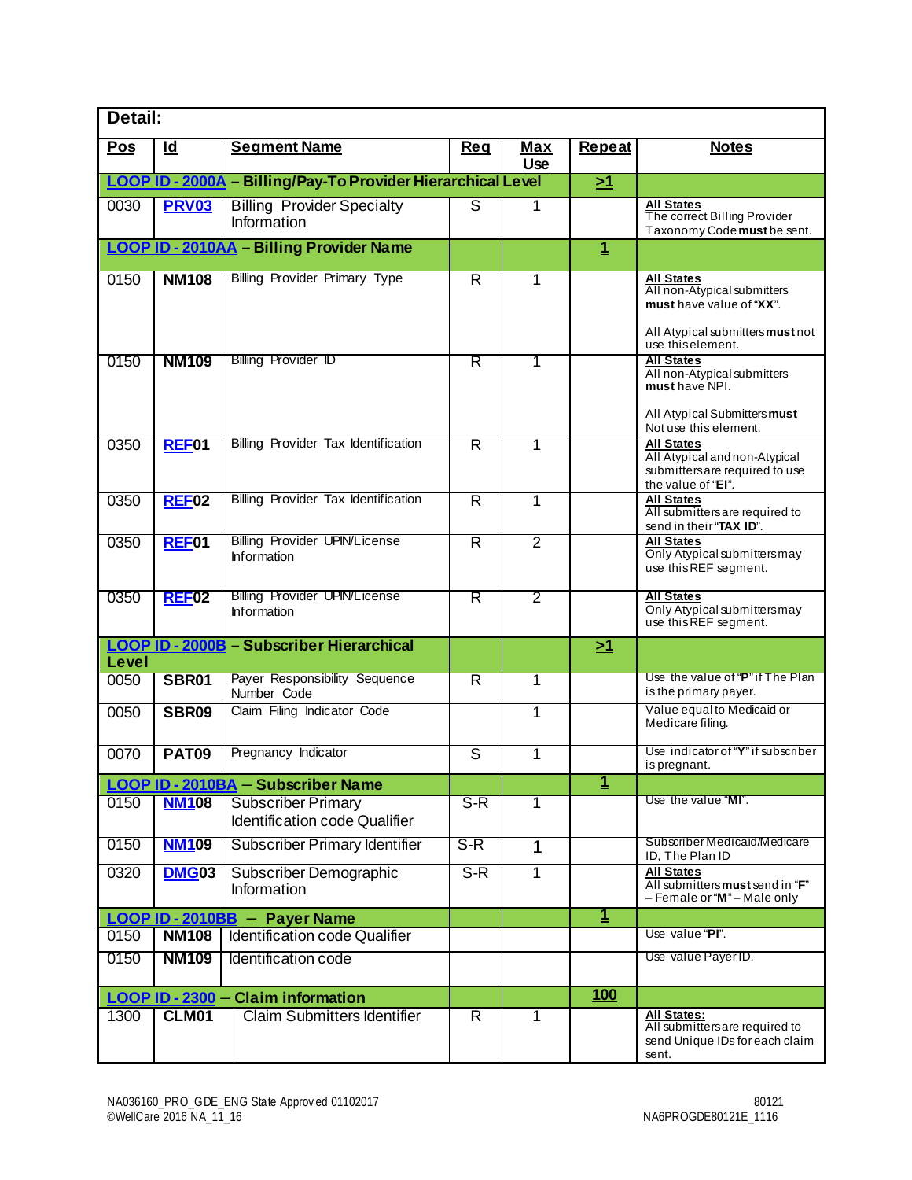| **Detail:** | | | | | | |
|---|---|---|---|---|---|---|
| **Pos** | **Id** | **Segment Name** | **Req** | **Max Use** | **Repeat** | **Notes** |
| **LOOP ID - 2000A – Billing/Pay-To Provider Hierarchical Level** | | | | | **>1** | |
| 0030 | **PRV03** | Billing Provider Specialty Information | S | 1 | | **All States** The correct Billing Provider Taxonomy Code **must** be sent. |
| **LOOP ID - 2010AA – Billing Provider Name** | | | | | **1** | |
| 0150 | **NM108** | Billing Provider Primary Type | R | 1 | | **All States** All non-Atypical submitters **must** have value of "**XX**". All Atypical submitters **must** not use this element. |
| 0150 | **NM109** | Billing Provider ID | R | 1 | | **All States** All non-Atypical submitters **must** have NPI. All Atypical Submitters **must** Not use this element. |
| 0350 | **REF01** | Billing Provider Tax Identification | R | 1 | | **All States** All Atypical and non-Atypical submitters are required to use the value of "**EI**". |
| 0350 | **REF02** | Billing Provider Tax Identification | R | 1 | | **All States** All submitters are required to send in their "**TAX ID**". |
| 0350 | **REF01** | Billing Provider UPIN/License Information | R | 2 | | **All States** Only Atypical submitters may use this REF segment. |
| 0350 | **REF02** | Billing Provider UPIN/License Information | R | 2 | | **All States** Only Atypical submitters may use this REF segment. |
| **LOOP ID - 2000B – Subscriber Hierarchical Level** | | | | | **>1** | |
| 0050 | **SBR01** | Payer Responsibility Sequence Number Code | R | 1 | | Use the value of "**P**" if The Plan is the primary payer. |
| 0050 | **SBR09** | Claim Filing Indicator Code | | 1 | | Value equal to Medicaid or Medicare filing. |
| 0070 | **PAT09** | Pregnancy Indicator | S | 1 | | Use indicator of "**Y**" if subscriber is pregnant. |
| **LOOP ID - 2010BA – Subscriber Name** | | | | | **1** | |
| 0150 | **NM108** | Subscriber Primary Identification code Qualifier | S-R | 1 | | Use the value "**MI**". |
| 0150 | **NM109** | Subscriber Primary Identifier | S-R | 1 | | Subscriber Medicaid/Medicare ID, The Plan ID |
| 0320 | **DMG03** | Subscriber Demographic Information | S-R | 1 | | **All States** All submitters **must** send in "**F**" – Female or "**M**" – Male only |
| **LOOP ID - 2010BB – Payer Name** | | | | | **1** | |
| 0150 | **NM108** | Identification code Qualifier | | | | Use value "**PI**". |
| 0150 | **NM109** | Identification code | | | | Use value Payer ID. |
| **LOOP ID - 2300 – Claim information** | | | | | **100** | |
| 1300 | **CLM01** | Claim Submitters Identifier | R | 1 | | **All States:** All submitters are required to send Unique IDs for each claim sent. |

NA036160_PRO_GDE_ENG State Approved 01102017
©WellCare 2016 NA_11_16

80121
NA6PROGDE80121E_1116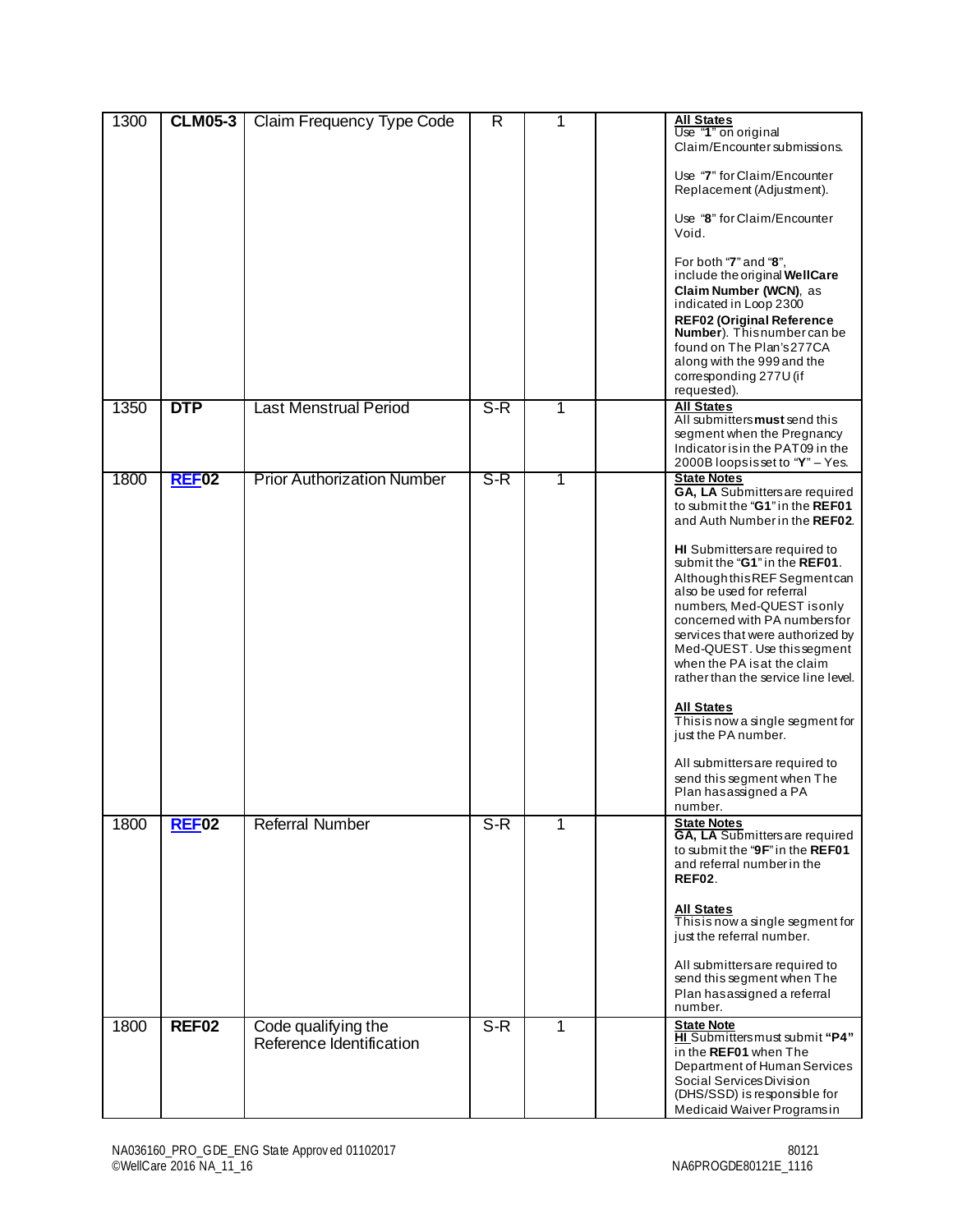| 1300 | **CLM05-3** | Claim Frequency Type Code | R | 1 | | **All States**<br>Use "**1**" on original Claim/Encounter submissions.<br><br>Use "**7**" for Claim/Encounter Replacement (Adjustment).<br><br>Use "**8**" for Claim/Encounter Void.<br><br>For both "**7**" and "**8**", include the original **WellCare Claim Number (WCN)**, as indicated in Loop 2300 **REF02 (Original Reference Number**). This number can be found on The Plan's 277CA along with the 999 and the corresponding 277U (if requested). |
|---|---|---|---|---|---|---|
| 1350 | **DTP** | Last Menstrual Period | S-R | 1 | | **All States**<br>All submitters **must** send this segment when the Pregnancy Indicator is in the PAT09 in the 2000B loops is set to "**Y**" – Yes. |
| 1800 | **REF02** | Prior Authorization Number | S-R | 1 | | **State Notes**<br>**GA, LA** Submitters are required to submit the "**G1**" in the **REF01** and Auth Number in the **REF02**.<br><br>**HI** Submitters are required to submit the "**G1**" in the **REF01**. Although this REF Segment can also be used for referral numbers, Med-QUEST is only concerned with PA numbers for services that were authorized by Med-QUEST. Use this segment when the PA is at the claim rather than the service line level.<br><br>**All States**<br>This is now a single segment for just the PA number.<br><br>All submitters are required to send this segment when The Plan has assigned a PA number. |
| 1800 | **REF02** | Referral Number | S-R | 1 | | **State Notes**<br>**GA, LA** Submitters are required to submit the "**9F**" in the **REF01** and referral number in the **REF02**.<br><br>**All States**<br>This is now a single segment for just the referral number.<br><br>All submitters are required to send this segment when The Plan has assigned a referral number. |
| 1800 | **REF02** | Code qualifying the Reference Identification | S-R | 1 | | **State Note**<br>**HI** Submitters must submit **"P4"** in the **REF01** when The Department of Human Services Social Services Division (DHS/SSD) is responsible for Medicaid Waiver Programs in |

NA036160_PRO_GDE_ENG State Approved 01102017
©WellCare 2016 NA_11_16

80121
NA6PROGDE80121E_1116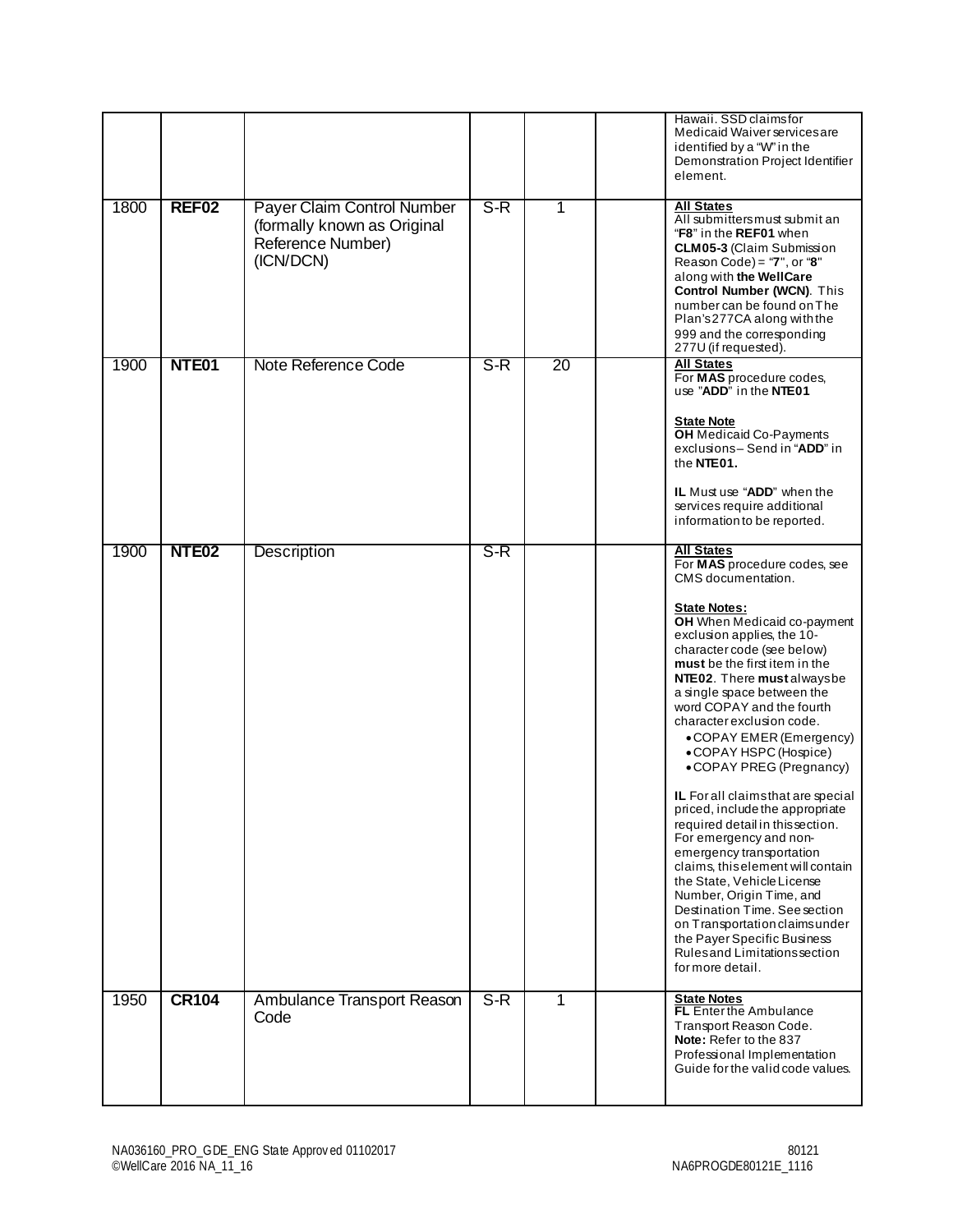| | | | | | | |
|---|---|---|---|---|---|---|
| | | | | | | Hawaii. SSD claims for Medicaid Waiver services are identified by a "W" in the Demonstration Project Identifier element. |
| 1800 | **REF02** | Payer Claim Control Number (formally known as Original Reference Number) (ICN/DCN) | S-R | 1 | | **All States**<br>All submitters must submit an "**F8**" in the **REF01** when **CLM05-3** (Claim Submission Reason Code) = "**7**", or "**8**" along with **the WellCare Control Number (WCN)**. This number can be found on The Plan's 277CA along with the 999 and the corresponding 277U (if requested). |
| 1900 | **NTE01** | Note Reference Code | S-R | 20 | | **All States**<br>For **MAS** procedure codes, use "**ADD**" in the **NTE01**<br><br>**State Note**<br>**OH** Medicaid Co-Payments exclusions – Send in "**ADD**" in the **NTE01.**<br><br>**IL** Must use "**ADD**" when the services require additional information to be reported. |
| 1900 | **NTE02** | Description | S-R | | | **All States**<br>For **MAS** procedure codes, see CMS documentation.<br><br>**State Notes:**<br>**OH** When Medicaid co-payment exclusion applies, the 10-character code (see below) **must** be the first item in the **NTE02**. There **must** always be a single space between the word COPAY and the fourth character exclusion code.<br>• COPAY EMER (Emergency)<br>• COPAY HSPC (Hospice)<br>• COPAY PREG (Pregnancy)<br><br>**IL** For all claims that are special priced, include the appropriate required detail in this section. For emergency and non-emergency transportation claims, this element will contain the State, Vehicle License Number, Origin Time, and Destination Time. See section on Transportation claims under the Payer Specific Business Rules and Limitations section for more detail. |
| 1950 | **CR104** | Ambulance Transport Reason Code | S-R | 1 | | **State Notes**<br>**FL** Enter the Ambulance Transport Reason Code.<br>**Note:** Refer to the 837 Professional Implementation Guide for the valid code values. |

NA036160_PRO_GDE_ENG State Approved 01102017
©WellCare 2016 NA_11_16

80121
NA6PROGDE80121E_1116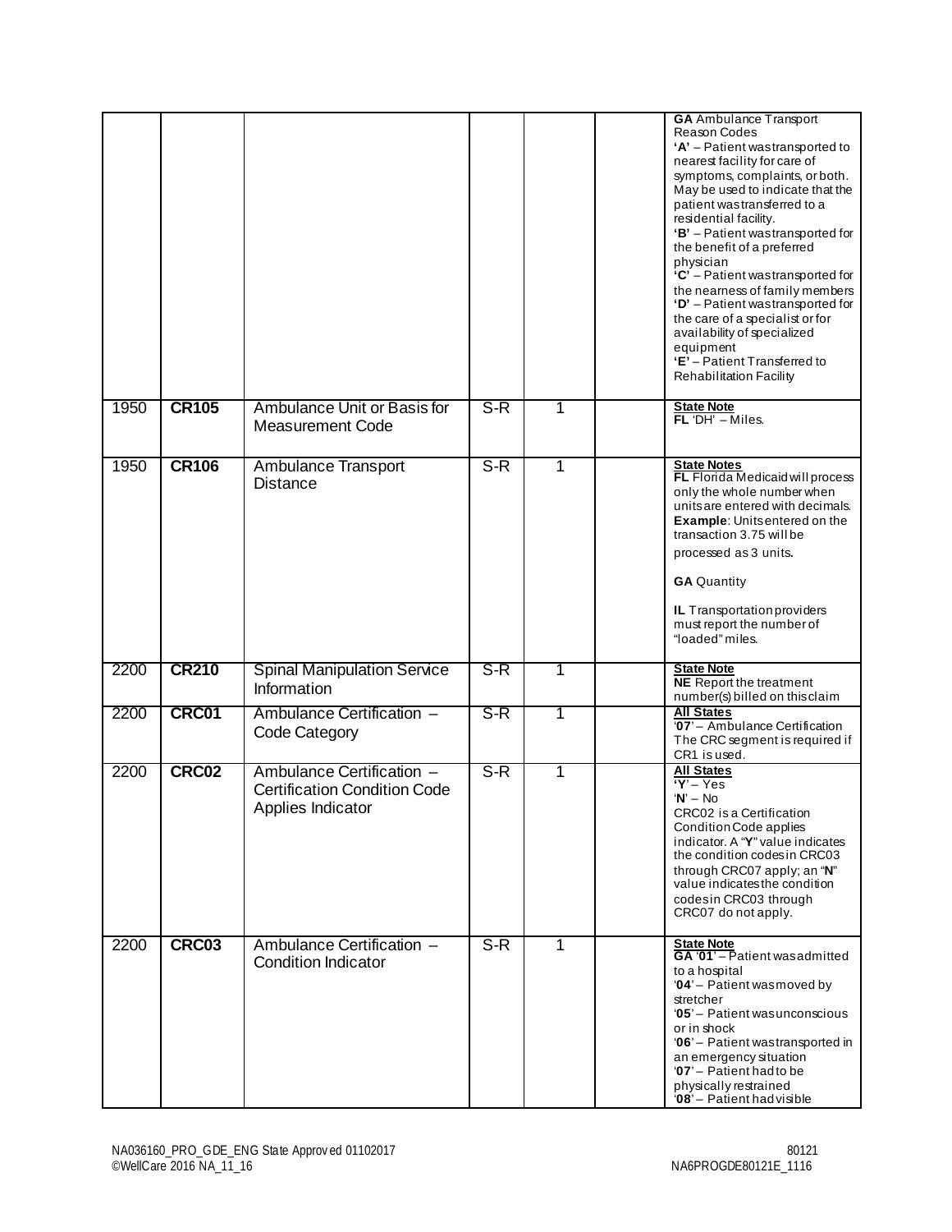| | | | | | | |
|---|---|---|---|---|---|---|
| | | | | | | **GA** Ambulance Transport Reason Codes<br>**'A'** – Patient was transported to nearest facility for care of symptoms, complaints, or both. May be used to indicate that the patient was transferred to a residential facility.<br>**'B'** – Patient was transported for the benefit of a preferred physician<br>**'C'** – Patient was transported for the nearness of family members<br>**'D'** – Patient was transported for the care of a specialist or for availability of specialized equipment<br>**'E'** – Patient Transferred to Rehabilitation Facility |
| 1950 | **CR105** | Ambulance Unit or Basis for Measurement Code | S-R | 1 | | **State Note**<br>**FL** 'DH' – Miles. |
| 1950 | **CR106** | Ambulance Transport Distance | S-R | 1 | | **State Notes**<br>**FL** Florida Medicaid will process only the whole number when units are entered with decimals. **Example**: Units entered on the transaction 3.75 will be processed as 3 units.<br>**GA** Quantity<br>**IL** Transportation providers must report the number of "loaded" miles. |
| 2200 | **CR210** | Spinal Manipulation Service Information | S-R | 1 | | **State Note**<br>**NE** Report the treatment number(s) billed on this claim |
| 2200 | **CRC01** | Ambulance Certification – Code Category | S-R | 1 | | **All States**<br>'**07**' – Ambulance Certification The CRC segment is required if CR1 is used. |
| 2200 | **CRC02** | Ambulance Certification – Certification Condition Code Applies Indicator | S-R | 1 | | **All States**<br>'**Y**' – Yes<br>'**N**' – No<br>CRC02 is a Certification Condition Code applies indicator. A "**Y**" value indicates the condition codes in CRC03 through CRC07 apply; an "**N**" value indicates the condition codes in CRC03 through CRC07 do not apply. |
| 2200 | **CRC03** | Ambulance Certification – Condition Indicator | S-R | 1 | | **State Note**<br>**GA** '**01**' – Patient was admitted to a hospital<br>'**04**' – Patient was moved by stretcher<br>'**05**' – Patient was unconscious or in shock<br>'**06**' – Patient was transported in an emergency situation<br>'**07**' – Patient had to be physically restrained<br>'**08**' – Patient had visible |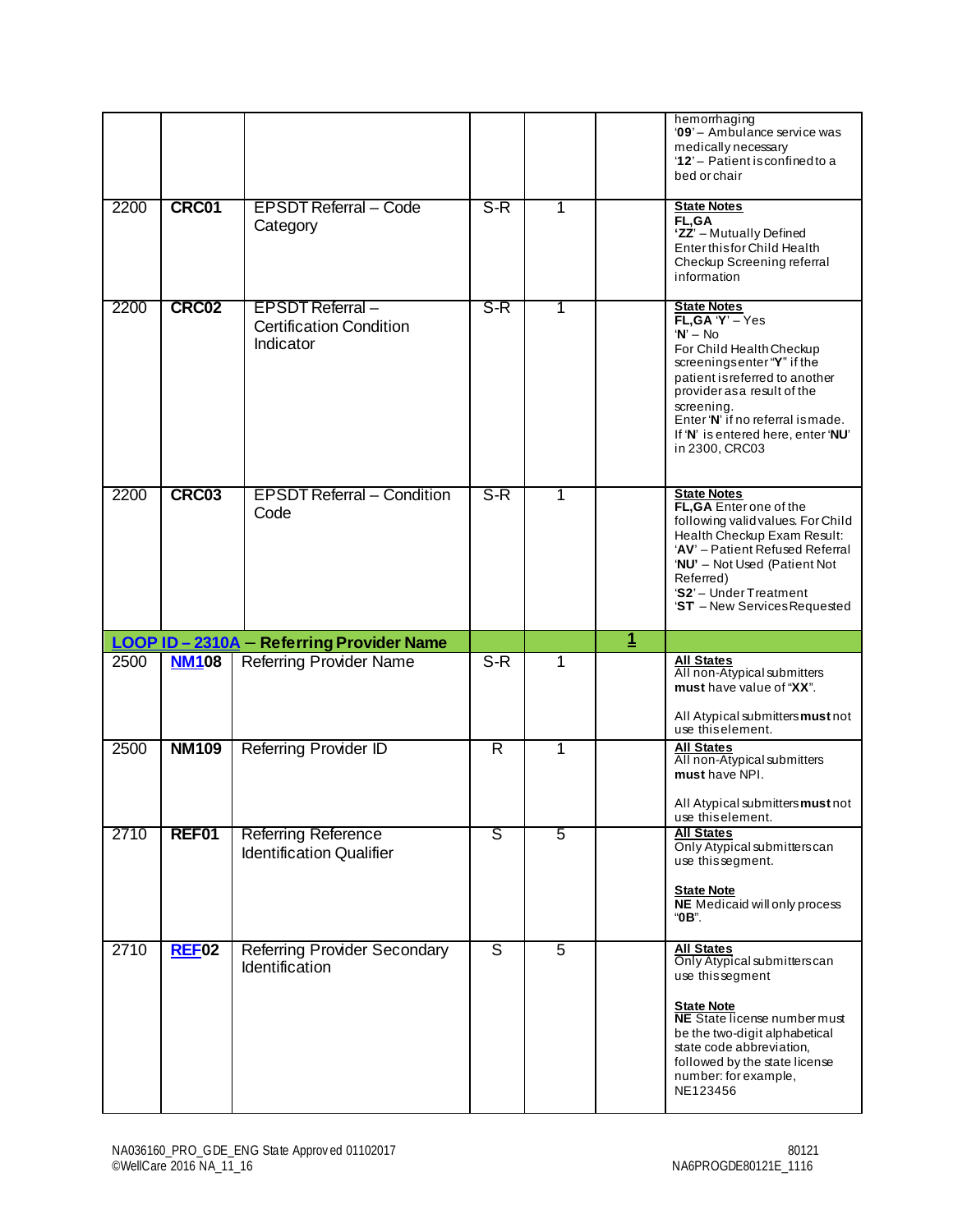| | | | | | | |
|---|---|---|---|---|---|---|
| | | | | | | hemorrhaging<br>'**09**' – Ambulance service was medically necessary<br>'**12**' – Patient is confined to a bed or chair |
| 2200 | **CRC01** | EPSDT Referral – Code Category | S-R | 1 | | **State Notes**<br>**FL,GA**<br>**'ZZ'** – Mutually Defined<br>Enter this for Child Health Checkup Screening referral information |
| 2200 | **CRC02** | EPSDT Referral – Certification Condition Indicator | S-R | 1 | | **State Notes**<br>**FL,GA** '**Y**' – Yes<br>'**N**' – No<br>For Child Health Checkup screenings enter "**Y**" if the patient is referred to another provider as a result of the screening.<br>Enter '**N**' if no referral is made.<br>If '**N**' is entered here, enter '**NU**' in 2300, CRC03 |
| 2200 | **CRC03** | EPSDT Referral – Condition Code | S-R | 1 | | **State Notes**<br>**FL,GA** Enter one of the following valid values. For Child Health Checkup Exam Result:<br>'**AV**' – Patient Refused Referral<br>'**NU'** – Not Used (Patient Not Referred)<br>'**S2**' – Under Treatment<br>'**ST**' – New Services Requested |
| **LOOP ID – 2310A – Referring Provider Name** | | | | | **1** | |
| 2500 | **NM108** | Referring Provider Name | S-R | 1 | | **All States**<br>All non-Atypical submitters **must** have value of "**XX**".<br><br>All Atypical submitters **must** not use this element. |
| 2500 | **NM109** | Referring Provider ID | R | 1 | | **All States**<br>All non-Atypical submitters **must** have NPI.<br><br>All Atypical submitters **must** not use this element. |
| 2710 | **REF01** | Referring Reference Identification Qualifier | S | 5 | | **All States**<br>Only Atypical submitters can use this segment.<br><br>**State Note**<br>**NE** Medicaid will only process "**0B**". |
| 2710 | **REF02** | Referring Provider Secondary Identification | S | 5 | | **All States**<br>Only Atypical submitters can use this segment<br><br>**State Note**<br>**NE** State license number must be the two-digit alphabetical state code abbreviation, followed by the state license number: for example, NE123456 |

NA036160_PRO_GDE_ENG State Approved 01102017
©WellCare 2016 NA_11_16

80121
NA6PROGDE80121E_1116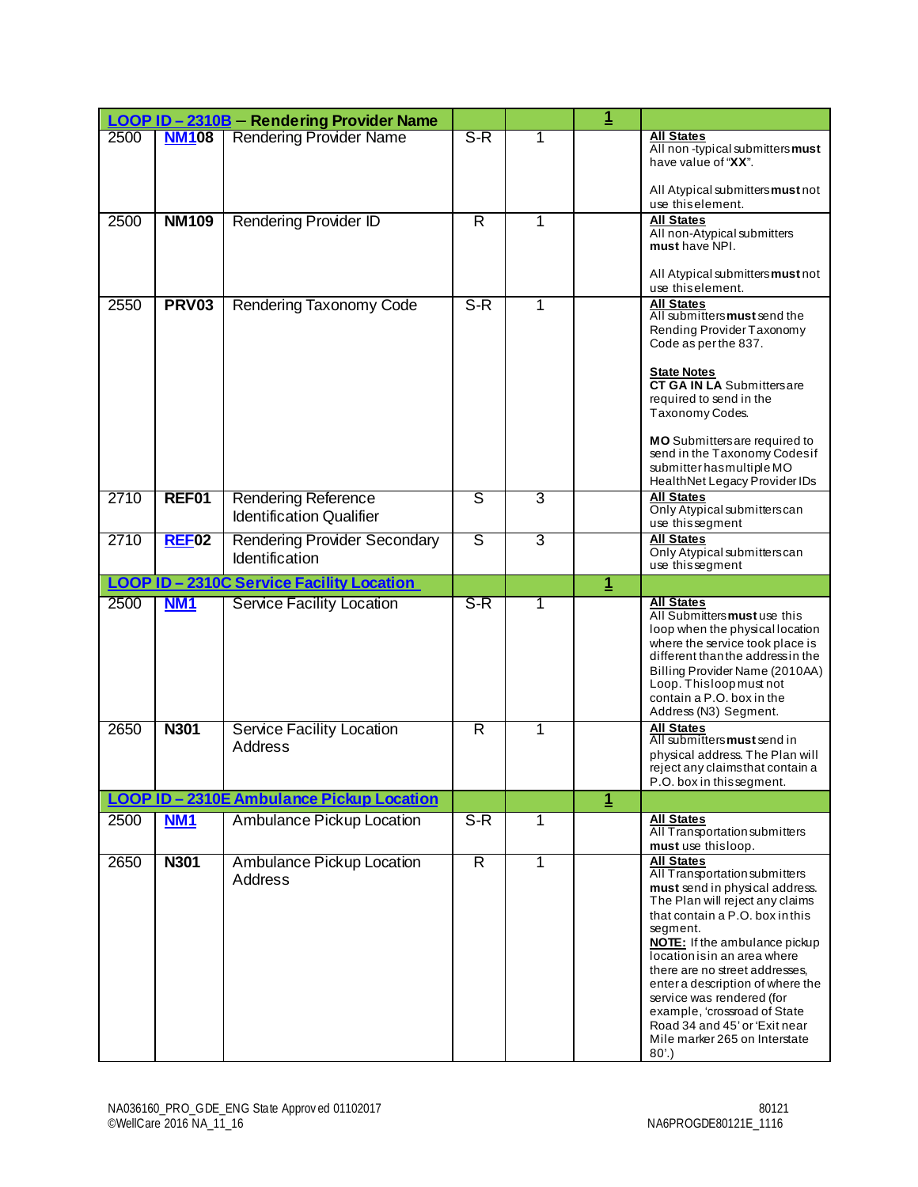| LOOP ID – 2310B – Rendering Provider Name | | | | | 1 | |
|---|---|---|---|---|---|---|
| 2500 | NM108 | Rendering Provider Name | S-R | 1 | | **All States**<br>All non -typical submitters **must** have value of "**XX**".<br><br>All Atypical submitters **must** not use this element. |
| 2500 | **NM109** | Rendering Provider ID | R | 1 | | **All States**<br>All non-Atypical submitters **must** have NPI.<br><br>All Atypical submitters **must** not use this element. |
| 2550 | **PRV03** | Rendering Taxonomy Code | S-R | 1 | | **All States**<br>All submitters **must** send the Rending Provider Taxonomy Code as per the 837.<br><br>**State Notes**<br>**CT GA IN LA** Submitters are required to send in the Taxonomy Codes.<br><br>**MO** Submitters are required to send in the Taxonomy Codes if submitter has multiple MO HealthNet Legacy Provider IDs |
| 2710 | **REF01** | Rendering Reference Identification Qualifier | S | 3 | | **All States**<br>Only Atypical submitters can use this segment |
| 2710 | **REF02** | Rendering Provider Secondary Identification | S | 3 | | **All States**<br>Only Atypical submitters can use this segment |
| **LOOP ID – 2310C Service Facility Location** | | | | | 1 | |
| 2500 | **NM1** | Service Facility Location | S-R | 1 | | **All States**<br>All Submitters **must** use this loop when the physical location where the service took place is different than the address in the Billing Provider Name (2010AA) Loop. This loop must not contain a P.O. box in the Address (N3) Segment. |
| 2650 | **N301** | Service Facility Location Address | R | 1 | | **All States**<br>All submitters **must** send in physical address. The Plan will reject any claims that contain a P.O. box in this segment. |
| **LOOP ID – 2310E Ambulance Pickup Location** | | | | | 1 | |
| 2500 | **NM1** | Ambulance Pickup Location | S-R | 1 | | **All States**<br>All Transportation submitters **must** use this loop. |
| 2650 | **N301** | Ambulance Pickup Location Address | R | 1 | | **All States**<br>All Transportation submitters **must** send in physical address. The Plan will reject any claims that contain a P.O. box in this segment.<br>**NOTE:** If the ambulance pickup location is in an area where there are no street addresses, enter a description of where the service was rendered (for example, 'crossroad of State Road 34 and 45' or 'Exit near Mile marker 265 on Interstate 80'.) |

NA036160_PRO_GDE_ENG State Approved 01102017
©WellCare 2016 NA_11_16

80121
NA6PROGDE80121E_1116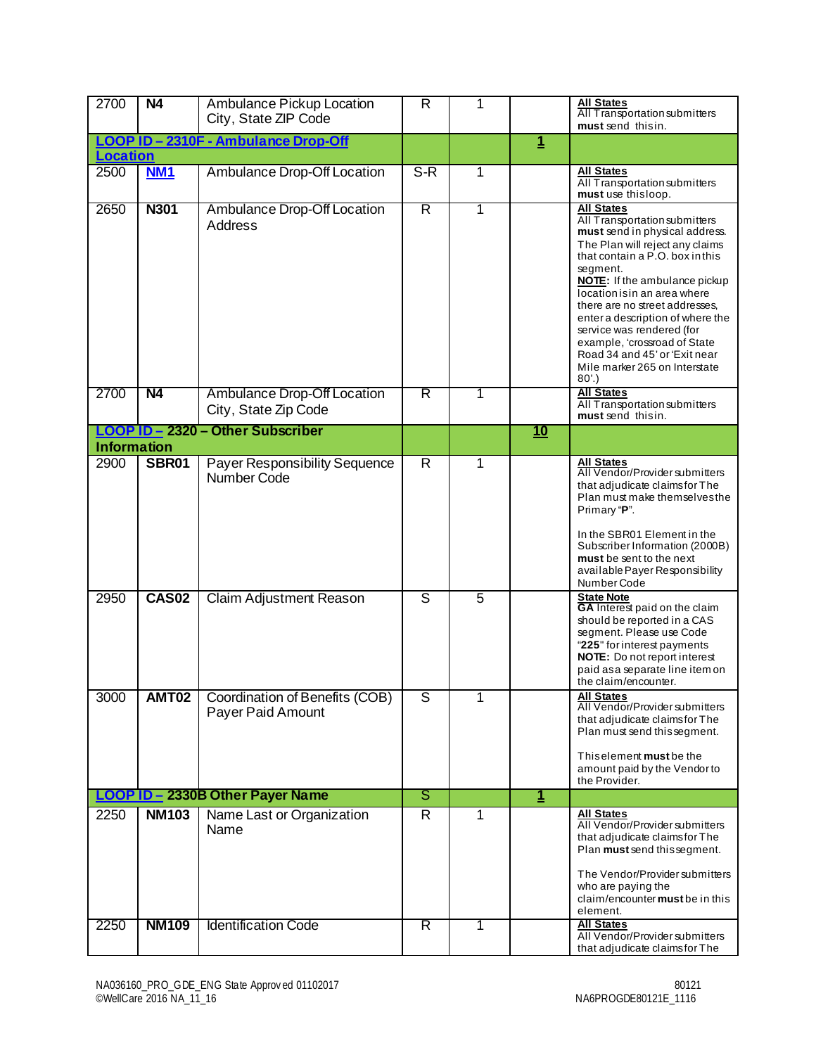| | | | | | | |
|---|---|---|---|---|---|---|
| 2700 | **N4** | Ambulance Pickup Location City, State ZIP Code | R | 1 | | **All States** All Transportation submitters **must** send this in. |
| **LOOP ID – 2310F - Ambulance Drop-Off Location** | | | | | **1** | |
| 2500 | **NM1** | Ambulance Drop-Off Location | S-R | 1 | | **All States** All Transportation submitters **must** use this loop. |
| 2650 | **N301** | Ambulance Drop-Off Location Address | R | 1 | | **All States** All Transportation submitters **must** send in physical address. The Plan will reject any claims that contain a P.O. box in this segment. **NOTE:** If the ambulance pickup location is in an area where there are no street addresses, enter a description of where the service was rendered (for example, 'crossroad of State Road 34 and 45' or 'Exit near Mile marker 265 on Interstate 80'.) |
| 2700 | **N4** | Ambulance Drop-Off Location City, State Zip Code | R | 1 | | **All States** All Transportation submitters **must** send this in. |
| **LOOP ID – 2320 – Other Subscriber Information** | | | | | **10** | |
| 2900 | **SBR01** | Payer Responsibility Sequence Number Code | R | 1 | | **All States** All Vendor/Provider submitters that adjudicate claims for The Plan must make themselves the Primary "**P**". In the SBR01 Element in the Subscriber Information (2000B) **must** be sent to the next available Payer Responsibility Number Code |
| 2950 | **CAS02** | Claim Adjustment Reason | S | 5 | | **State Note** **GA** Interest paid on the claim should be reported in a CAS segment. Please use Code "**225**" for interest payments **NOTE:** Do not report interest paid as a separate line item on the claim/encounter. |
| 3000 | **AMT02** | Coordination of Benefits (COB) Payer Paid Amount | S | 1 | | **All States** All Vendor/Provider submitters that adjudicate claims for The Plan must send this segment. This element **must** be the amount paid by the Vendor to the Provider. |
| **LOOP ID – 2330B Other Payer Name** | | | S | | **1** | |
| 2250 | **NM103** | Name Last or Organization Name | R | 1 | | **All States** All Vendor/Provider submitters that adjudicate claims for The Plan **must** send this segment. The Vendor/Provider submitters who are paying the claim/encounter **must** be in this element. |
| 2250 | **NM109** | Identification Code | R | 1 | | **All States** All Vendor/Provider submitters that adjudicate claims for The |

NA036160_PRO_GDE_ENG State Approved 01102017
©WellCare 2016 NA_11_16

80121
NA6PROGDE80121E_1116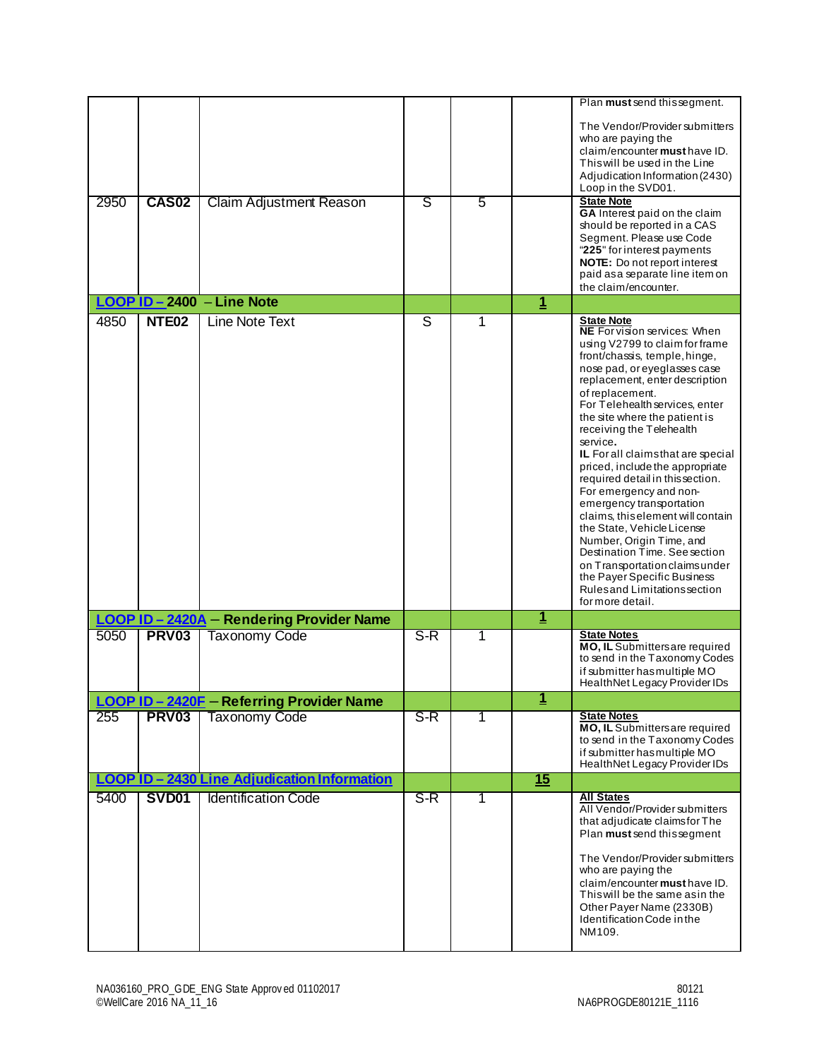|  |  |  |  |  |  | Plan **must** send this segment.<br><br>The Vendor/Provider submitters who are paying the claim/encounter **must** have ID. This will be used in the Line Adjudication Information (2430) Loop in the SVD01. |
|---|---|---|---|---|---|---|
| 2950 | **CAS02** | Claim Adjustment Reason | S | 5 |  | **State Note**<br>**GA** Interest paid on the claim should be reported in a CAS Segment. Please use Code "**225**" for interest payments<br>**NOTE:** Do not report interest paid as a separate line item on the claim/encounter. |
| **LOOP ID – 2400 – Line Note** |  |  |  |  | **1** |  |
| 4850 | **NTE02** | Line Note Text | S | 1 |  | **State Note**<br>**NE** For vision services: When using V2799 to claim for frame front/chassis, temple, hinge, nose pad, or eyeglasses case replacement, enter description of replacement.<br>For Telehealth services, enter the site where the patient is receiving the Telehealth service.<br>**IL** For all claims that are special priced, include the appropriate required detail in this section. For emergency and non-emergency transportation claims, this element will contain the State, Vehicle License Number, Origin Time, and Destination Time. See section on Transportation claims under the Payer Specific Business Rules and Limitations section for more detail. |
| **LOOP ID – 2420A – Rendering Provider Name** |  |  |  |  | **1** |  |
| 5050 | **PRV03** | Taxonomy Code | S-R | 1 |  | **State Notes**<br>**MO, IL** Submitters are required to send in the Taxonomy Codes if submitter has multiple MO HealthNet Legacy Provider IDs |
| **LOOP ID – 2420F – Referring Provider Name** |  |  |  |  | **1** |  |
| 255 | **PRV03** | Taxonomy Code | S-R | 1 |  | **State Notes**<br>**MO, IL** Submitters are required to send in the Taxonomy Codes if submitter has multiple MO HealthNet Legacy Provider IDs |
| **LOOP ID – 2430 Line Adjudication Information** |  |  |  |  | **15** |  |
| 5400 | **SVD01** | Identification Code | S-R | 1 |  | **All States**<br>All Vendor/Provider submitters that adjudicate claims for The Plan **must** send this segment<br><br>The Vendor/Provider submitters who are paying the claim/encounter **must** have ID. This will be the same as in the Other Payer Name (2330B) Identification Code in the NM109. |

NA036160_PRO_GDE_ENG State Approved 01102017
©WellCare 2016 NA_11_16

80121
NA6PROGDE80121E_1116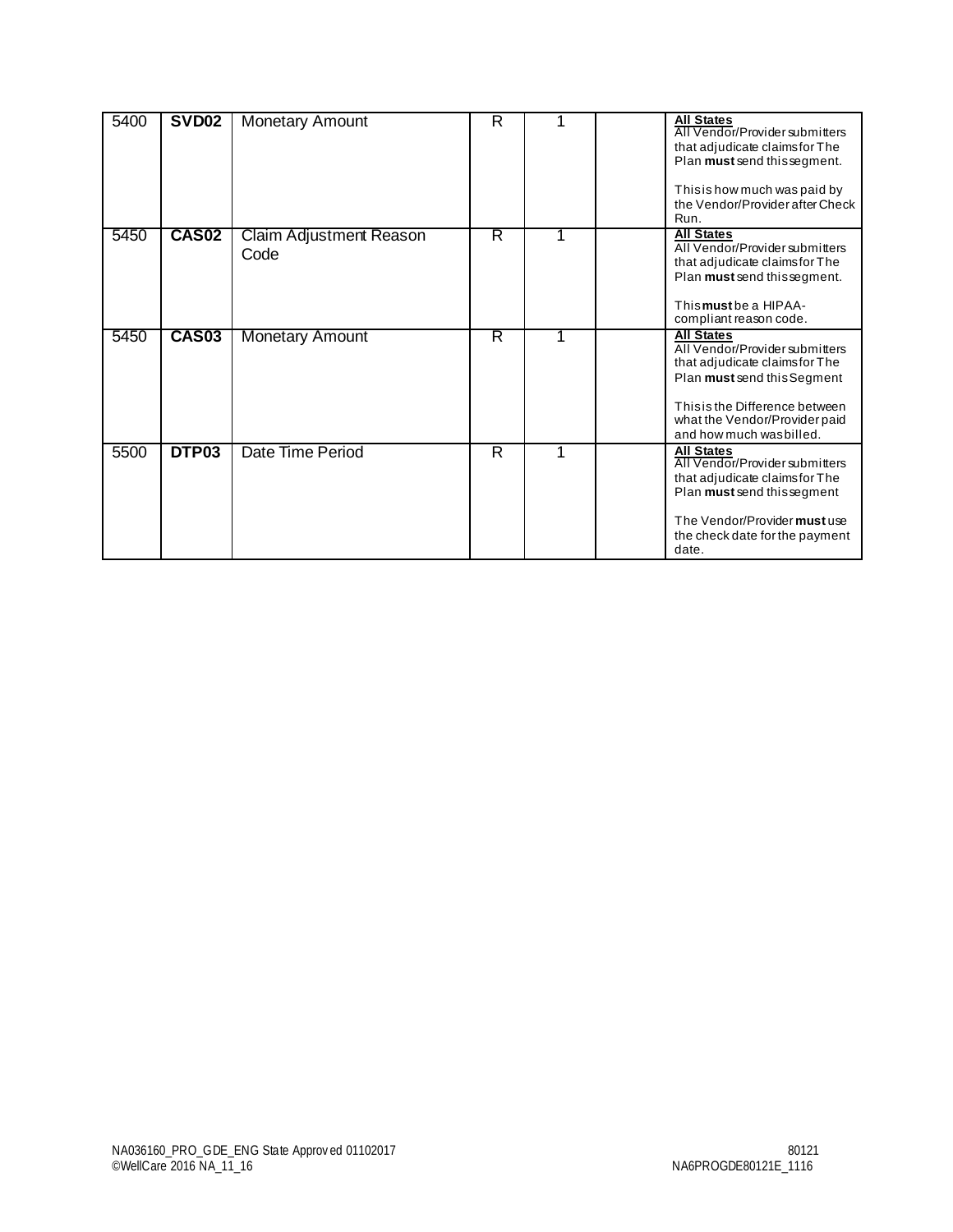| | | | | | | |
|---|---|---|---|---|---|---|
| 5400 | **SVD02** | Monetary Amount | R | 1 | | **All States**<br>All Vendor/Provider submitters that adjudicate claims for The Plan **must** send this segment.<br><br>This is how much was paid by the Vendor/Provider after Check Run. |
| 5450 | **CAS02** | Claim Adjustment Reason Code | R | 1 | | **All States**<br>All Vendor/Provider submitters that adjudicate claims for The Plan **must** send this segment.<br><br>This **must** be a HIPAA-compliant reason code. |
| 5450 | **CAS03** | Monetary Amount | R | 1 | | **All States**<br>All Vendor/Provider submitters that adjudicate claims for The Plan **must** send this Segment<br><br>This is the Difference between what the Vendor/Provider paid and how much was billed. |
| 5500 | **DTP03** | Date Time Period | R | 1 | | **All States**<br>All Vendor/Provider submitters that adjudicate claims for The Plan **must** send this segment<br><br>The Vendor/Provider **must** use the check date for the payment date. |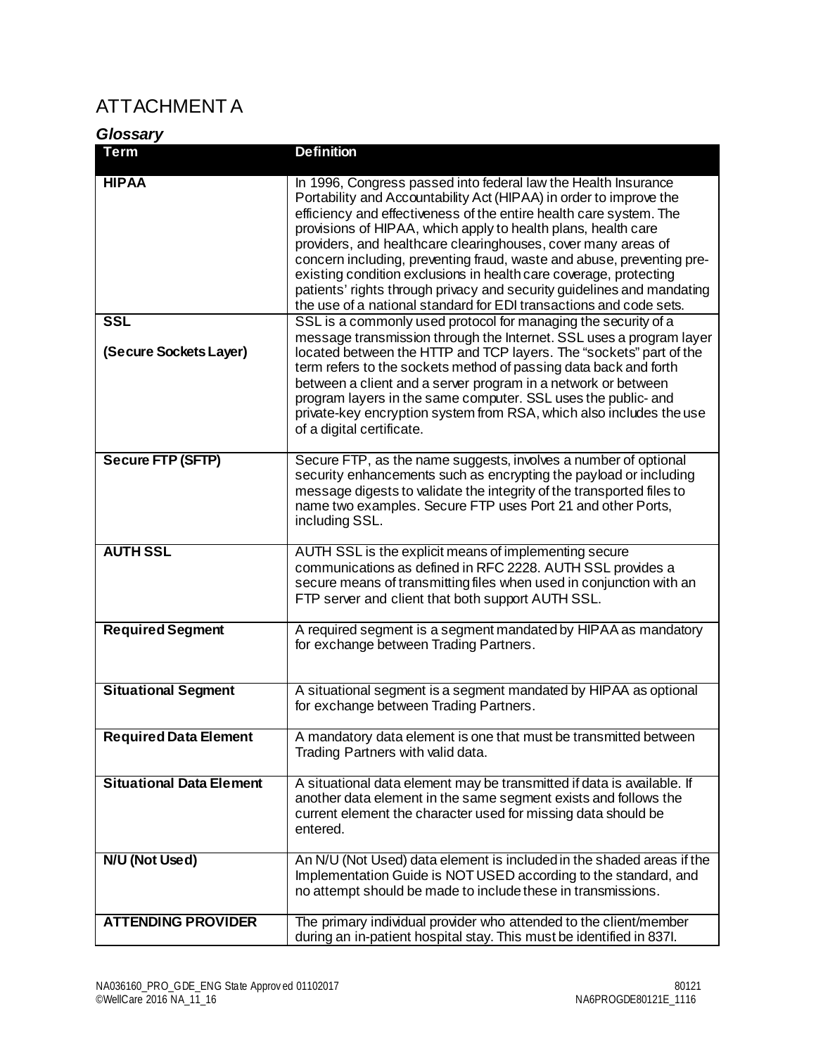# ATTACHMENT A

## *Glossary*

| Term | Definition |
|---|---|
| **HIPAA** | In 1996, Congress passed into federal law the Health Insurance Portability and Accountability Act (HIPAA) in order to improve the efficiency and effectiveness of the entire health care system. The provisions of HIPAA, which apply to health plans, health care providers, and healthcare clearinghouses, cover many areas of concern including, preventing fraud, waste and abuse, preventing pre-existing condition exclusions in health care coverage, protecting patients' rights through privacy and security guidelines and mandating the use of a national standard for EDI transactions and code sets. |
| **SSL**<br><br>**(Secure Sockets Layer)** | SSL is a commonly used protocol for managing the security of a message transmission through the Internet. SSL uses a program layer located between the HTTP and TCP layers. The "sockets" part of the term refers to the sockets method of passing data back and forth between a client and a server program in a network or between program layers in the same computer. SSL uses the public- and private-key encryption system from RSA, which also includes the use of a digital certificate. |
| **Secure FTP (SFTP)** | Secure FTP, as the name suggests, involves a number of optional security enhancements such as encrypting the payload or including message digests to validate the integrity of the transported files to name two examples. Secure FTP uses Port 21 and other Ports, including SSL. |
| **AUTH SSL** | AUTH SSL is the explicit means of implementing secure communications as defined in RFC 2228. AUTH SSL provides a secure means of transmitting files when used in conjunction with an FTP server and client that both support AUTH SSL. |
| **Required Segment** | A required segment is a segment mandated by HIPAA as mandatory for exchange between Trading Partners. |
| **Situational Segment** | A situational segment is a segment mandated by HIPAA as optional for exchange between Trading Partners. |
| **Required Data Element** | A mandatory data element is one that must be transmitted between Trading Partners with valid data. |
| **Situational Data Element** | A situational data element may be transmitted if data is available. If another data element in the same segment exists and follows the current element the character used for missing data should be entered. |
| **N/U (Not Used)** | An N/U (Not Used) data element is included in the shaded areas if the Implementation Guide is NOT USED according to the standard, and no attempt should be made to include these in transmissions. |
| **ATTENDING PROVIDER** | The primary individual provider who attended to the client/member during an in-patient hospital stay. This must be identified in 837I. |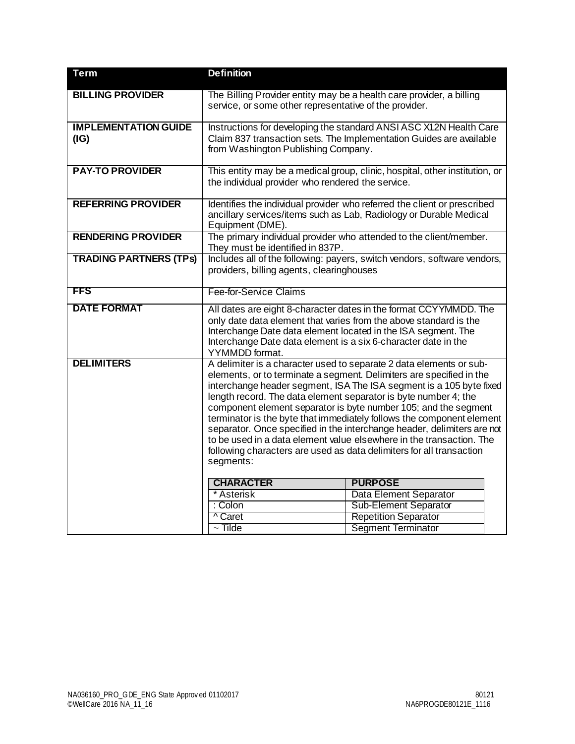| Term | Definition |
| --- | --- |
| **BILLING PROVIDER** | The Billing Provider entity may be a health care provider, a billing service, or some other representative of the provider. |
| **IMPLEMENTATION GUIDE (IG)** | Instructions for developing the standard ANSI ASC X12N Health Care Claim 837 transaction sets. The Implementation Guides are available from Washington Publishing Company. |
| **PAY-TO PROVIDER** | This entity may be a medical group, clinic, hospital, other institution, or the individual provider who rendered the service. |
| **REFERRING PROVIDER** | Identifies the individual provider who referred the client or prescribed ancillary services/items such as Lab, Radiology or Durable Medical Equipment (DME). |
| **RENDERING PROVIDER** | The primary individual provider who attended to the client/member. They must be identified in 837P. |
| **TRADING PARTNERS (TPs)** | Includes all of the following: payers, switch vendors, software vendors, providers, billing agents, clearinghouses |
| **FFS** | Fee-for-Service Claims |
| **DATE FORMAT** | All dates are eight 8-character dates in the format CCYYMMDD. The only date data element that varies from the above standard is the Interchange Date data element located in the ISA segment. The Interchange Date data element is a six 6-character date in the YYMMDD format. |
| **DELIMITERS** | A delimiter is a character used to separate 2 data elements or sub-elements, or to terminate a segment. Delimiters are specified in the interchange header segment, ISA The ISA segment is a 105 byte fixed length record. The data element separator is byte number 4; the component element separator is byte number 105; and the segment terminator is the byte that immediately follows the component element separator. Once specified in the interchange header, delimiters are not to be used in a data element value elsewhere in the transaction. The following characters are used as data delimiters for all transaction segments: |

| CHARACTER | PURPOSE |
| --- | --- |
| * Asterisk | Data Element Separator |
| : Colon | Sub-Element Separator |
| ^ Caret | Repetition Separator |
| ~ Tilde | Segment Terminator |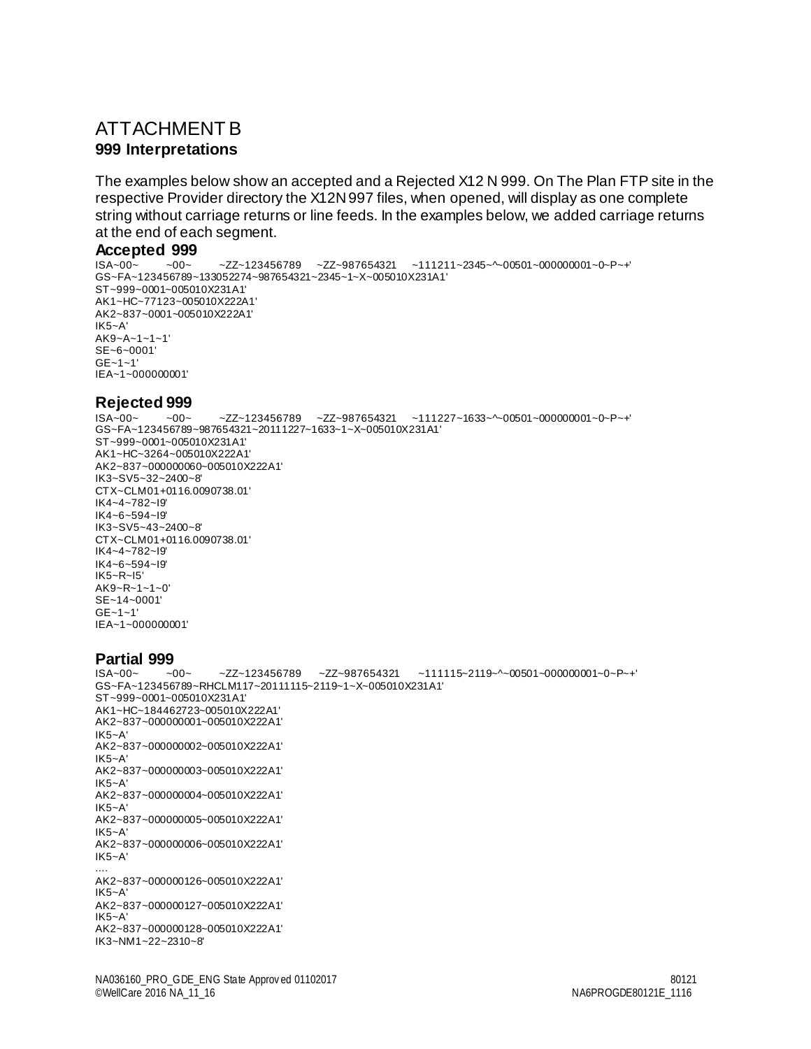# ATTACHMENT B

## 999 Interpretations

The examples below show an accepted and a Rejected X12 N 999. On The Plan FTP site in the respective Provider directory the X12N 997 files, when opened, will display as one complete string without carriage returns or line feeds. In the examples below, we added carriage returns at the end of each segment.

### Accepted 999

```
ISA~00~        ~00~        ~ZZ~123456789     ~ZZ~987654321     ~111211~2345~^~00501~000000001~0~P~+'
GS~FA~123456789~133052274~987654321~2345~1~X~005010X231A1'
ST~999~0001~005010X231A1'
AK1~HC~77123~005010X222A1'
AK2~837~0001~005010X222A1'
IK5~A'
AK9~A~1~1~1'
SE~6~0001'
GE~1~1'
IEA~1~000000001'
```

### Rejected 999

```
ISA~00~        ~00~        ~ZZ~123456789     ~ZZ~987654321     ~111227~1633~^~00501~000000001~0~P~+'
GS~FA~123456789~987654321~20111227~1633~1~X~005010X231A1'
ST~999~0001~005010X231A1'
AK1~HC~3264~005010X222A1'
AK2~837~000000060~005010X222A1'
IK3~SV5~32~2400~8'
CTX~CLM01+0116.0090738.01'
IK4~4~782~I9'
IK4~6~594~I9'
IK3~SV5~43~2400~8'
CTX~CLM01+0116.0090738.01'
IK4~4~782~I9'
IK4~6~594~I9'
IK5~R~I5'
AK9~R~1~1~0'
SE~14~0001'
GE~1~1'
IEA~1~000000001'
```

### Partial 999

```
ISA~00~        ~00~        ~ZZ~123456789     ~ZZ~987654321     ~111115~2119~^~00501~000000001~0~P~+'
GS~FA~123456789~RHCLM117~20111115~2119~1~X~005010X231A1'
ST~999~0001~005010X231A1'
AK1~HC~184462723~005010X222A1'
AK2~837~000000001~005010X222A1'
IK5~A'
AK2~837~000000002~005010X222A1'
IK5~A'
AK2~837~000000003~005010X222A1'
IK5~A'
AK2~837~000000004~005010X222A1'
IK5~A'
AK2~837~000000005~005010X222A1'
IK5~A'
AK2~837~000000006~005010X222A1'
IK5~A'
....
AK2~837~000000126~005010X222A1'
IK5~A'
AK2~837~000000127~005010X222A1'
IK5~A'
AK2~837~000000128~005010X222A1'
IK3~NM1~22~2310~8'
```

NA036160_PRO_GDE_ENG State Approved 01102017 80121
©WellCare 2016 NA_11_16 NA6PROGDE80121E_1116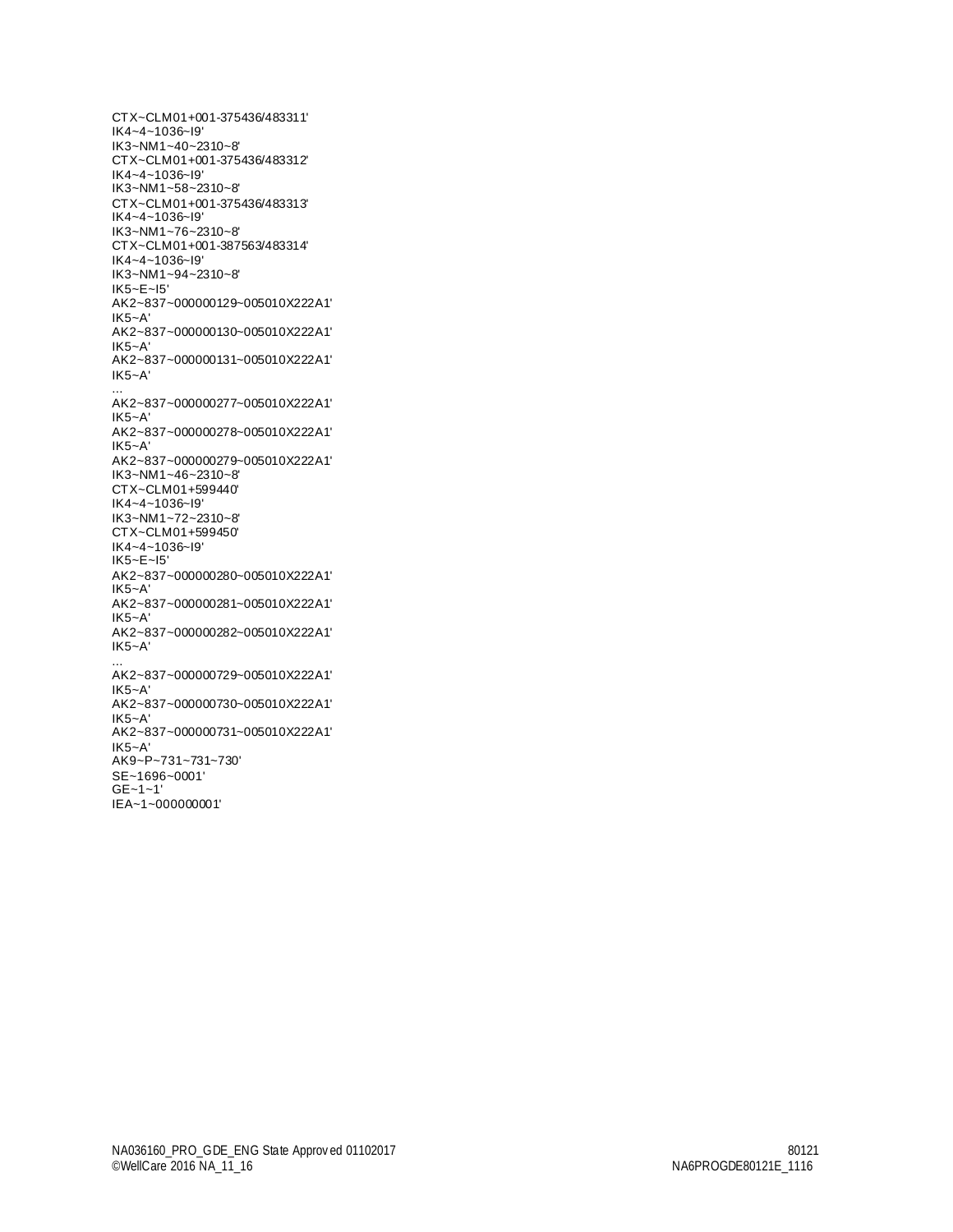```
CTX~CLM01+001-375436/483311'
IK4~4~1036~I9'
IK3~NM1~40~2310~8'
CTX~CLM01+001-375436/483312'
IK4~4~1036~I9'
IK3~NM1~58~2310~8'
CTX~CLM01+001-375436/483313'
IK4~4~1036~I9'
IK3~NM1~76~2310~8'
CTX~CLM01+001-387563/483314'
IK4~4~1036~I9'
IK3~NM1~94~2310~8'
IK5~E~I5'
AK2~837~000000129~005010X222A1'
IK5~A'
AK2~837~000000130~005010X222A1'
IK5~A'
AK2~837~000000131~005010X222A1'
IK5~A'
...
AK2~837~000000277~005010X222A1'
IK5~A'
AK2~837~000000278~005010X222A1'
IK5~A'
AK2~837~000000279~005010X222A1'
IK3~NM1~46~2310~8'
CTX~CLM01+599440'
IK4~4~1036~I9'
IK3~NM1~72~2310~8'
CTX~CLM01+599450'
IK4~4~1036~I9'
IK5~E~I5'
AK2~837~000000280~005010X222A1'
IK5~A'
AK2~837~000000281~005010X222A1'
IK5~A'
AK2~837~000000282~005010X222A1'
IK5~A'
...
AK2~837~000000729~005010X222A1'
IK5~A'
AK2~837~000000730~005010X222A1'
IK5~A'
AK2~837~000000731~005010X222A1'
IK5~A'
AK9~P~731~731~730'
SE~1696~0001'
GE~1~1'
IEA~1~000000001'
```

NA036160_PRO_GDE_ENG State Approved 01102017 80121
©WellCare 2016 NA_11_16 NA6PROGDE80121E_1116